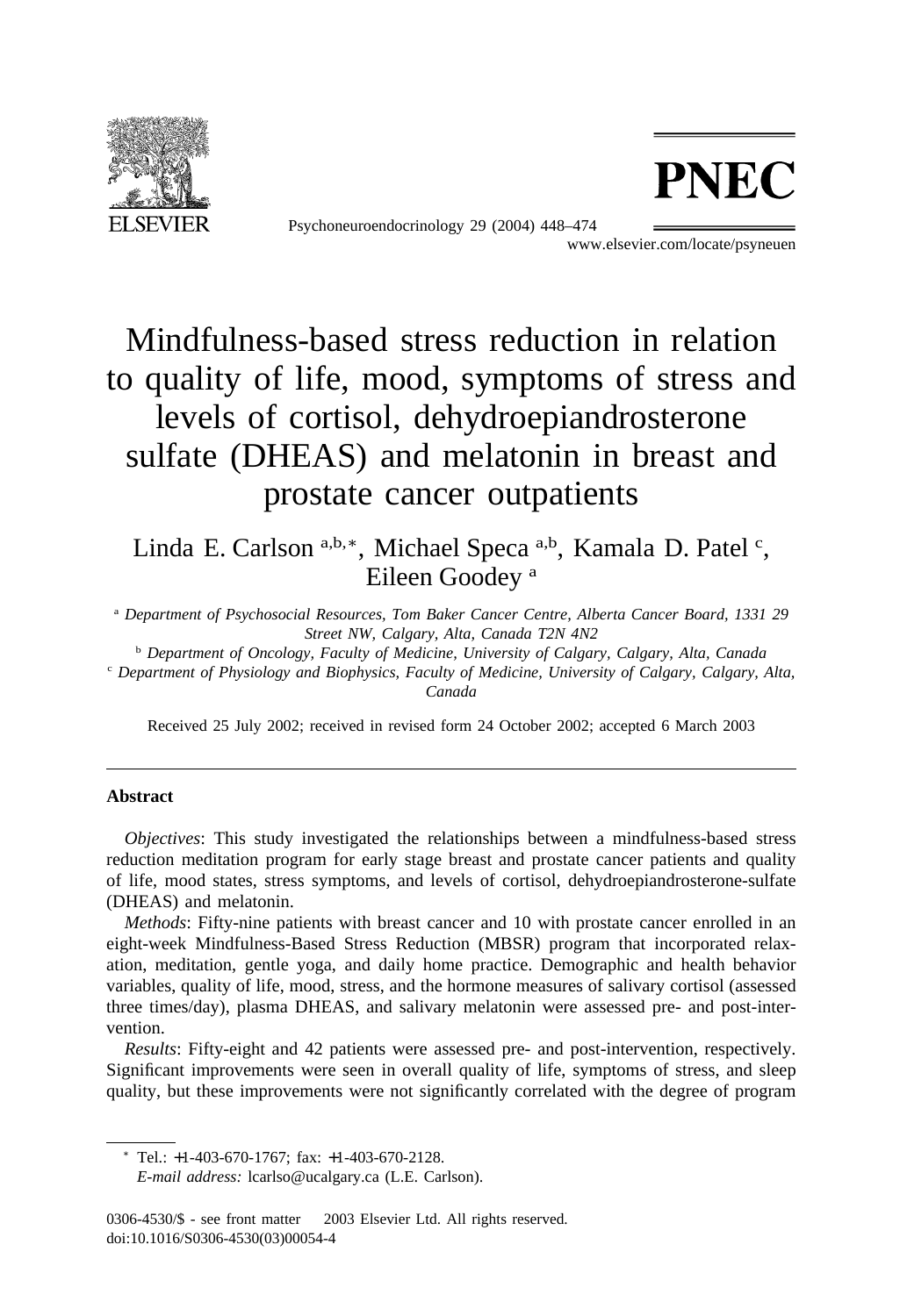# Mindfulness-based stress reduction in relation to quality of life, mood, symptoms of stress and levels of cortisol, dehydroepiandrosterone sulfate (DHEAS) and melatonin in breast and prostate cancer outpatients

Linda E. Carlson [a,b,*], Michael Speca [a,b], Kamala D. Patel [c], Eileen Goodey [a]

[a] *Department of Psychosocial Resources, Tom Baker Cancer Centre, Alberta Cancer Board, 1331 29 Street NW, Calgary, Alta, Canada T2N 4N2*

[b] *Department of Oncology, Faculty of Medicine, University of Calgary, Calgary, Alta, Canada*

[c] *Department of Physiology and Biophysics, Faculty of Medicine, University of Calgary, Calgary, Alta, Canada*

Received 25 July 2002; received in revised form 24 October 2002; accepted 6 March 2003

## Abstract

*Objectives*: This study investigated the relationships between a mindfulness-based stress reduction meditation program for early stage breast and prostate cancer patients and quality of life, mood states, stress symptoms, and levels of cortisol, dehydroepiandrosterone-sulfate (DHEAS) and melatonin.

*Methods*: Fifty-nine patients with breast cancer and 10 with prostate cancer enrolled in an eight-week Mindfulness-Based Stress Reduction (MBSR) program that incorporated relaxation, meditation, gentle yoga, and daily home practice. Demographic and health behavior variables, quality of life, mood, stress, and the hormone measures of salivary cortisol (assessed three times/day), plasma DHEAS, and salivary melatonin were assessed pre- and post-intervention.

*Results*: Fifty-eight and 42 patients were assessed pre- and post-intervention, respectively. Significant improvements were seen in overall quality of life, symptoms of stress, and sleep quality, but these improvements were not significantly correlated with the degree of program

* Tel.: +1-403-670-1767; fax: +1-403-670-2128.
*E-mail address:* lcarlso@ucalgary.ca (L.E. Carlson).

0306-4530/$ - see front matter 2003 Elsevier Ltd. All rights reserved.
doi:10.1016/S0306-4530(03)00054-4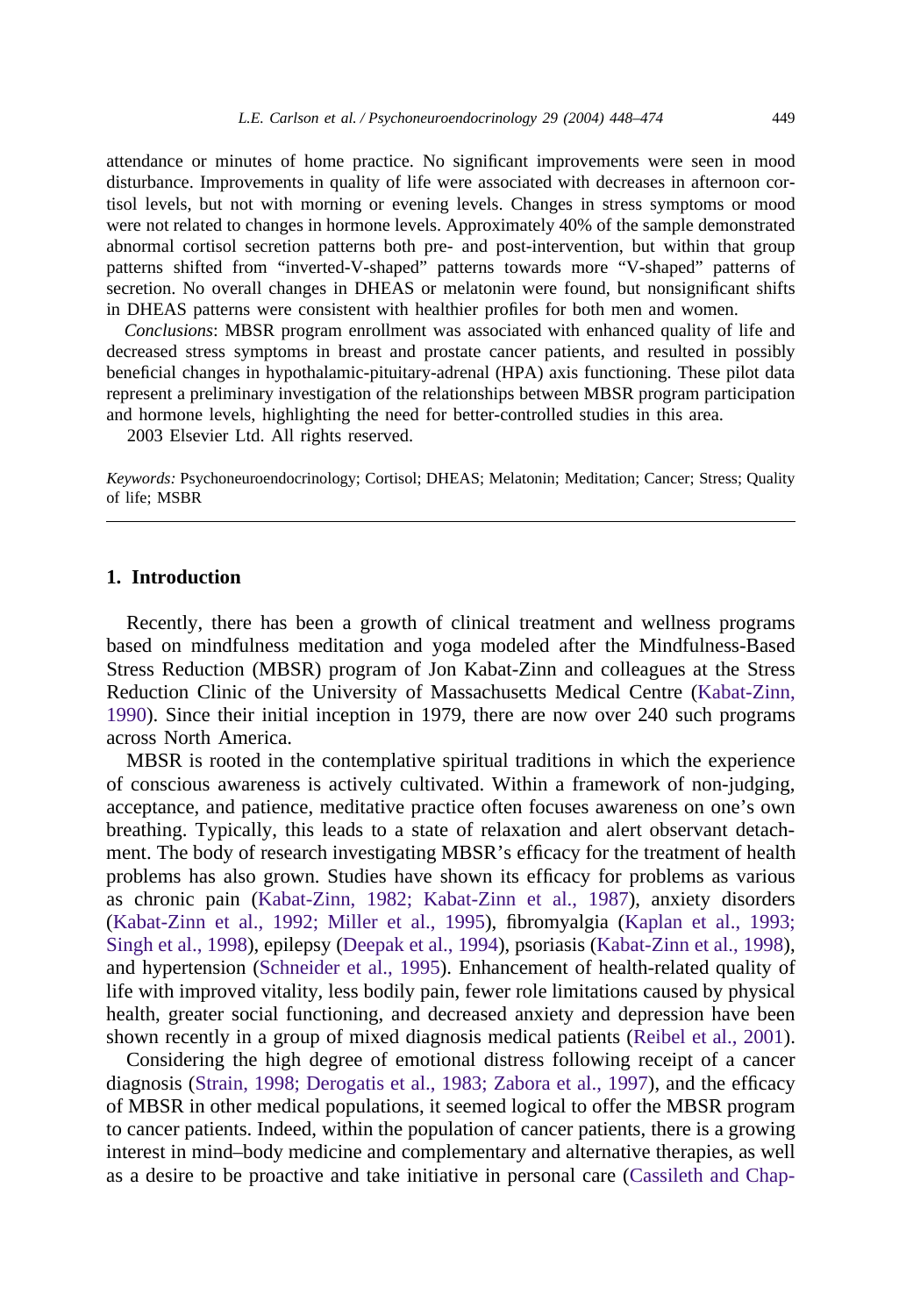attendance or minutes of home practice. No significant improvements were seen in mood disturbance. Improvements in quality of life were associated with decreases in afternoon cortisol levels, but not with morning or evening levels. Changes in stress symptoms or mood were not related to changes in hormone levels. Approximately 40% of the sample demonstrated abnormal cortisol secretion patterns both pre- and post-intervention, but within that group patterns shifted from "inverted-V-shaped" patterns towards more "V-shaped" patterns of secretion. No overall changes in DHEAS or melatonin were found, but nonsignificant shifts in DHEAS patterns were consistent with healthier profiles for both men and women.

*Conclusions*: MBSR program enrollment was associated with enhanced quality of life and decreased stress symptoms in breast and prostate cancer patients, and resulted in possibly beneficial changes in hypothalamic-pituitary-adrenal (HPA) axis functioning. These pilot data represent a preliminary investigation of the relationships between MBSR program participation and hormone levels, highlighting the need for better-controlled studies in this area.

2003 Elsevier Ltd. All rights reserved.

*Keywords:* Psychoneuroendocrinology; Cortisol; DHEAS; Melatonin; Meditation; Cancer; Stress; Quality of life; MSBR

## 1. Introduction

Recently, there has been a growth of clinical treatment and wellness programs based on mindfulness meditation and yoga modeled after the Mindfulness-Based Stress Reduction (MBSR) program of Jon Kabat-Zinn and colleagues at the Stress Reduction Clinic of the University of Massachusetts Medical Centre (Kabat-Zinn, 1990). Since their initial inception in 1979, there are now over 240 such programs across North America.

MBSR is rooted in the contemplative spiritual traditions in which the experience of conscious awareness is actively cultivated. Within a framework of non-judging, acceptance, and patience, meditative practice often focuses awareness on one's own breathing. Typically, this leads to a state of relaxation and alert observant detachment. The body of research investigating MBSR's efficacy for the treatment of health problems has also grown. Studies have shown its efficacy for problems as various as chronic pain (Kabat-Zinn, 1982; Kabat-Zinn et al., 1987), anxiety disorders (Kabat-Zinn et al., 1992; Miller et al., 1995), fibromyalgia (Kaplan et al., 1993; Singh et al., 1998), epilepsy (Deepak et al., 1994), psoriasis (Kabat-Zinn et al., 1998), and hypertension (Schneider et al., 1995). Enhancement of health-related quality of life with improved vitality, less bodily pain, fewer role limitations caused by physical health, greater social functioning, and decreased anxiety and depression have been shown recently in a group of mixed diagnosis medical patients (Reibel et al., 2001).

Considering the high degree of emotional distress following receipt of a cancer diagnosis (Strain, 1998; Derogatis et al., 1983; Zabora et al., 1997), and the efficacy of MBSR in other medical populations, it seemed logical to offer the MBSR program to cancer patients. Indeed, within the population of cancer patients, there is a growing interest in mind–body medicine and complementary and alternative therapies, as well as a desire to be proactive and take initiative in personal care (Cassileth and Chap-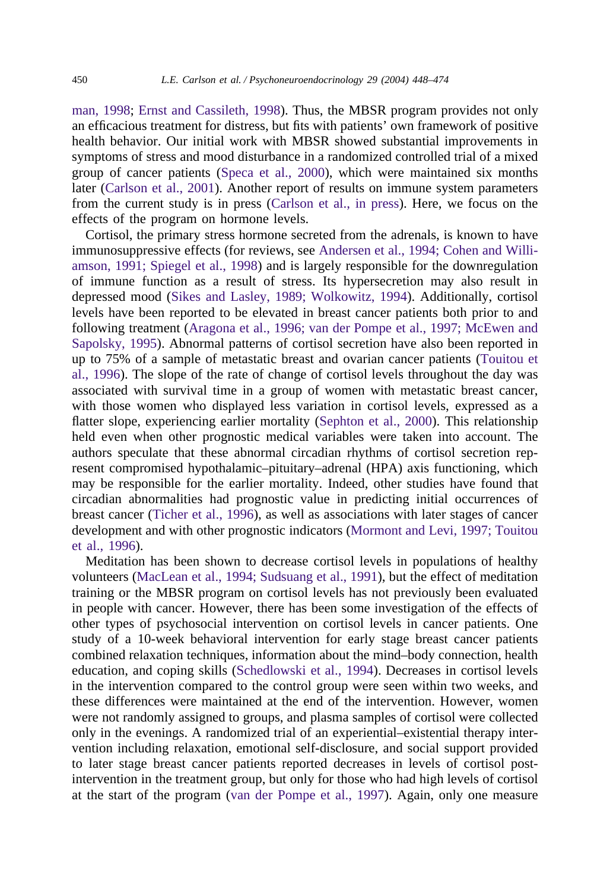man, 1998; Ernst and Cassileth, 1998). Thus, the MBSR program provides not only an efficacious treatment for distress, but fits with patients' own framework of positive health behavior. Our initial work with MBSR showed substantial improvements in symptoms of stress and mood disturbance in a randomized controlled trial of a mixed group of cancer patients (Speca et al., 2000), which were maintained six months later (Carlson et al., 2001). Another report of results on immune system parameters from the current study is in press (Carlson et al., in press). Here, we focus on the effects of the program on hormone levels.

Cortisol, the primary stress hormone secreted from the adrenals, is known to have immunosuppressive effects (for reviews, see Andersen et al., 1994; Cohen and Williamson, 1991; Spiegel et al., 1998) and is largely responsible for the downregulation of immune function as a result of stress. Its hypersecretion may also result in depressed mood (Sikes and Lasley, 1989; Wolkowitz, 1994). Additionally, cortisol levels have been reported to be elevated in breast cancer patients both prior to and following treatment (Aragona et al., 1996; van der Pompe et al., 1997; McEwen and Sapolsky, 1995). Abnormal patterns of cortisol secretion have also been reported in up to 75% of a sample of metastatic breast and ovarian cancer patients (Touitou et al., 1996). The slope of the rate of change of cortisol levels throughout the day was associated with survival time in a group of women with metastatic breast cancer, with those women who displayed less variation in cortisol levels, expressed as a flatter slope, experiencing earlier mortality (Sephton et al., 2000). This relationship held even when other prognostic medical variables were taken into account. The authors speculate that these abnormal circadian rhythms of cortisol secretion represent compromised hypothalamic–pituitary–adrenal (HPA) axis functioning, which may be responsible for the earlier mortality. Indeed, other studies have found that circadian abnormalities had prognostic value in predicting initial occurrences of breast cancer (Ticher et al., 1996), as well as associations with later stages of cancer development and with other prognostic indicators (Mormont and Levi, 1997; Touitou et al., 1996).

Meditation has been shown to decrease cortisol levels in populations of healthy volunteers (MacLean et al., 1994; Sudsuang et al., 1991), but the effect of meditation training or the MBSR program on cortisol levels has not previously been evaluated in people with cancer. However, there has been some investigation of the effects of other types of psychosocial intervention on cortisol levels in cancer patients. One study of a 10-week behavioral intervention for early stage breast cancer patients combined relaxation techniques, information about the mind–body connection, health education, and coping skills (Schedlowski et al., 1994). Decreases in cortisol levels in the intervention compared to the control group were seen within two weeks, and these differences were maintained at the end of the intervention. However, women were not randomly assigned to groups, and plasma samples of cortisol were collected only in the evenings. A randomized trial of an experiential–existential therapy intervention including relaxation, emotional self-disclosure, and social support provided to later stage breast cancer patients reported decreases in levels of cortisol post-intervention in the treatment group, but only for those who had high levels of cortisol at the start of the program (van der Pompe et al., 1997). Again, only one measure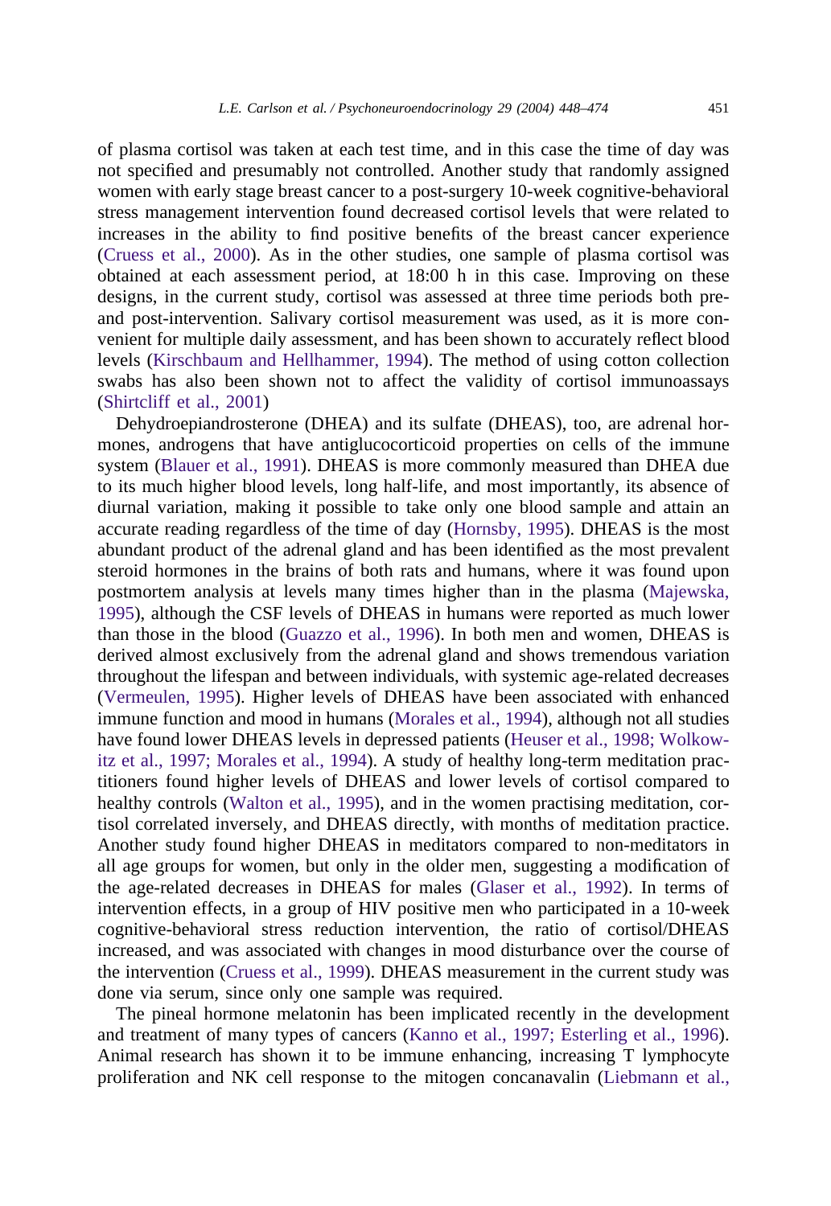of plasma cortisol was taken at each test time, and in this case the time of day was not specified and presumably not controlled. Another study that randomly assigned women with early stage breast cancer to a post-surgery 10-week cognitive-behavioral stress management intervention found decreased cortisol levels that were related to increases in the ability to find positive benefits of the breast cancer experience (Cruess et al., 2000). As in the other studies, one sample of plasma cortisol was obtained at each assessment period, at 18:00 h in this case. Improving on these designs, in the current study, cortisol was assessed at three time periods both pre- and post-intervention. Salivary cortisol measurement was used, as it is more convenient for multiple daily assessment, and has been shown to accurately reflect blood levels (Kirschbaum and Hellhammer, 1994). The method of using cotton collection swabs has also been shown not to affect the validity of cortisol immunoassays (Shirtcliff et al., 2001)

Dehydroepiandrosterone (DHEA) and its sulfate (DHEAS), too, are adrenal hormones, androgens that have antiglucocorticoid properties on cells of the immune system (Blauer et al., 1991). DHEAS is more commonly measured than DHEA due to its much higher blood levels, long half-life, and most importantly, its absence of diurnal variation, making it possible to take only one blood sample and attain an accurate reading regardless of the time of day (Hornsby, 1995). DHEAS is the most abundant product of the adrenal gland and has been identified as the most prevalent steroid hormones in the brains of both rats and humans, where it was found upon postmortem analysis at levels many times higher than in the plasma (Majewska, 1995), although the CSF levels of DHEAS in humans were reported as much lower than those in the blood (Guazzo et al., 1996). In both men and women, DHEAS is derived almost exclusively from the adrenal gland and shows tremendous variation throughout the lifespan and between individuals, with systemic age-related decreases (Vermeulen, 1995). Higher levels of DHEAS have been associated with enhanced immune function and mood in humans (Morales et al., 1994), although not all studies have found lower DHEAS levels in depressed patients (Heuser et al., 1998; Wolkowitz et al., 1997; Morales et al., 1994). A study of healthy long-term meditation practitioners found higher levels of DHEAS and lower levels of cortisol compared to healthy controls (Walton et al., 1995), and in the women practising meditation, cortisol correlated inversely, and DHEAS directly, with months of meditation practice. Another study found higher DHEAS in meditators compared to non-meditators in all age groups for women, but only in the older men, suggesting a modification of the age-related decreases in DHEAS for males (Glaser et al., 1992). In terms of intervention effects, in a group of HIV positive men who participated in a 10-week cognitive-behavioral stress reduction intervention, the ratio of cortisol/DHEAS increased, and was associated with changes in mood disturbance over the course of the intervention (Cruess et al., 1999). DHEAS measurement in the current study was done via serum, since only one sample was required.

The pineal hormone melatonin has been implicated recently in the development and treatment of many types of cancers (Kanno et al., 1997; Esterling et al., 1996). Animal research has shown it to be immune enhancing, increasing T lymphocyte proliferation and NK cell response to the mitogen concanavalin (Liebmann et al.,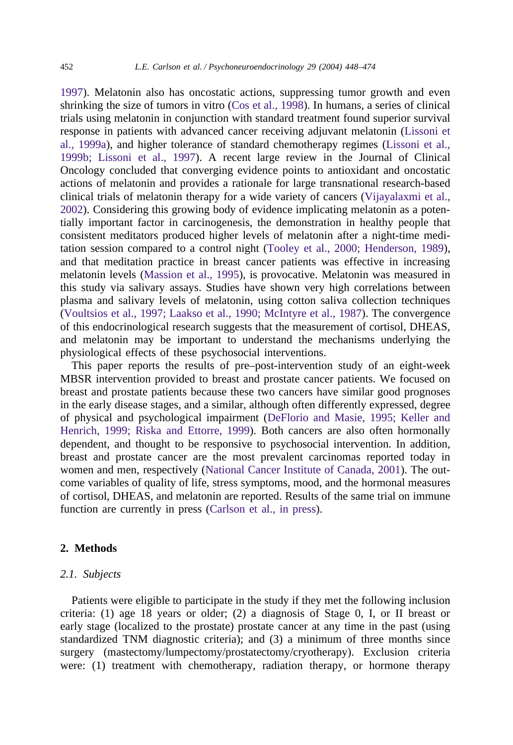1997). Melatonin also has oncostatic actions, suppressing tumor growth and even shrinking the size of tumors in vitro (Cos et al., 1998). In humans, a series of clinical trials using melatonin in conjunction with standard treatment found superior survival response in patients with advanced cancer receiving adjuvant melatonin (Lissoni et al., 1999a), and higher tolerance of standard chemotherapy regimes (Lissoni et al., 1999b; Lissoni et al., 1997). A recent large review in the Journal of Clinical Oncology concluded that converging evidence points to antioxidant and oncostatic actions of melatonin and provides a rationale for large transnational research-based clinical trials of melatonin therapy for a wide variety of cancers (Vijayalaxmi et al., 2002). Considering this growing body of evidence implicating melatonin as a potentially important factor in carcinogenesis, the demonstration in healthy people that consistent meditators produced higher levels of melatonin after a night-time meditation session compared to a control night (Tooley et al., 2000; Henderson, 1989), and that meditation practice in breast cancer patients was effective in increasing melatonin levels (Massion et al., 1995), is provocative. Melatonin was measured in this study via salivary assays. Studies have shown very high correlations between plasma and salivary levels of melatonin, using cotton saliva collection techniques (Voultsios et al., 1997; Laakso et al., 1990; McIntyre et al., 1987). The convergence of this endocrinological research suggests that the measurement of cortisol, DHEAS, and melatonin may be important to understand the mechanisms underlying the physiological effects of these psychosocial interventions.

This paper reports the results of pre–post-intervention study of an eight-week MBSR intervention provided to breast and prostate cancer patients. We focused on breast and prostate patients because these two cancers have similar good prognoses in the early disease stages, and a similar, although often differently expressed, degree of physical and psychological impairment (DeFlorio and Masie, 1995; Keller and Henrich, 1999; Riska and Ettorre, 1999). Both cancers are also often hormonally dependent, and thought to be responsive to psychosocial intervention. In addition, breast and prostate cancer are the most prevalent carcinomas reported today in women and men, respectively (National Cancer Institute of Canada, 2001). The outcome variables of quality of life, stress symptoms, mood, and the hormonal measures of cortisol, DHEAS, and melatonin are reported. Results of the same trial on immune function are currently in press (Carlson et al., in press).

## 2. Methods

### 2.1. Subjects

Patients were eligible to participate in the study if they met the following inclusion criteria: (1) age 18 years or older; (2) a diagnosis of Stage 0, I, or II breast or early stage (localized to the prostate) prostate cancer at any time in the past (using standardized TNM diagnostic criteria); and (3) a minimum of three months since surgery (mastectomy/lumpectomy/prostatectomy/cryotherapy). Exclusion criteria were: (1) treatment with chemotherapy, radiation therapy, or hormone therapy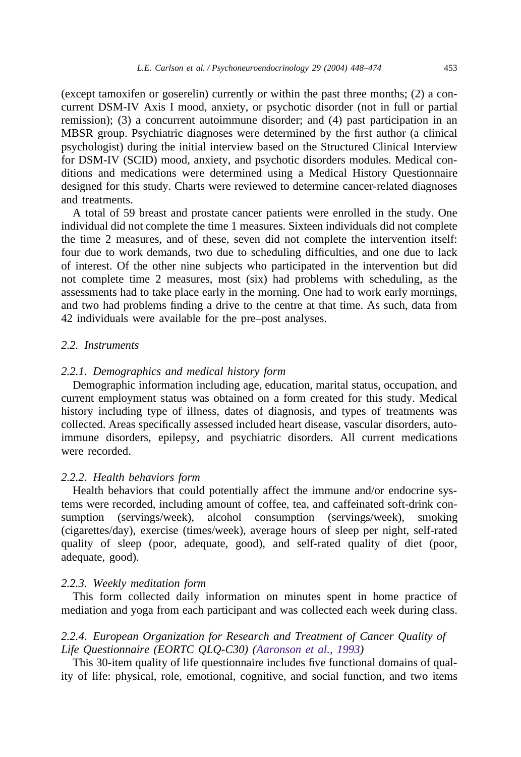(except tamoxifen or goserelin) currently or within the past three months; (2) a concurrent DSM-IV Axis I mood, anxiety, or psychotic disorder (not in full or partial remission); (3) a concurrent autoimmune disorder; and (4) past participation in an MBSR group. Psychiatric diagnoses were determined by the first author (a clinical psychologist) during the initial interview based on the Structured Clinical Interview for DSM-IV (SCID) mood, anxiety, and psychotic disorders modules. Medical conditions and medications were determined using a Medical History Questionnaire designed for this study. Charts were reviewed to determine cancer-related diagnoses and treatments.

A total of 59 breast and prostate cancer patients were enrolled in the study. One individual did not complete the time 1 measures. Sixteen individuals did not complete the time 2 measures, and of these, seven did not complete the intervention itself: four due to work demands, two due to scheduling difficulties, and one due to lack of interest. Of the other nine subjects who participated in the intervention but did not complete time 2 measures, most (six) had problems with scheduling, as the assessments had to take place early in the morning. One had to work early mornings, and two had problems finding a drive to the centre at that time. As such, data from 42 individuals were available for the pre–post analyses.

### *2.2. Instruments*

#### *2.2.1. Demographics and medical history form*

Demographic information including age, education, marital status, occupation, and current employment status was obtained on a form created for this study. Medical history including type of illness, dates of diagnosis, and types of treatments was collected. Areas specifically assessed included heart disease, vascular disorders, autoimmune disorders, epilepsy, and psychiatric disorders. All current medications were recorded.

#### *2.2.2. Health behaviors form*

Health behaviors that could potentially affect the immune and/or endocrine systems were recorded, including amount of coffee, tea, and caffeinated soft-drink consumption (servings/week), alcohol consumption (servings/week), smoking (cigarettes/day), exercise (times/week), average hours of sleep per night, self-rated quality of sleep (poor, adequate, good), and self-rated quality of diet (poor, adequate, good).

#### *2.2.3. Weekly meditation form*

This form collected daily information on minutes spent in home practice of mediation and yoga from each participant and was collected each week during class.

#### *2.2.4. European Organization for Research and Treatment of Cancer Quality of Life Questionnaire (EORTC QLQ-C30) (Aaronson et al., 1993)*

This 30-item quality of life questionnaire includes five functional domains of quality of life: physical, role, emotional, cognitive, and social function, and two items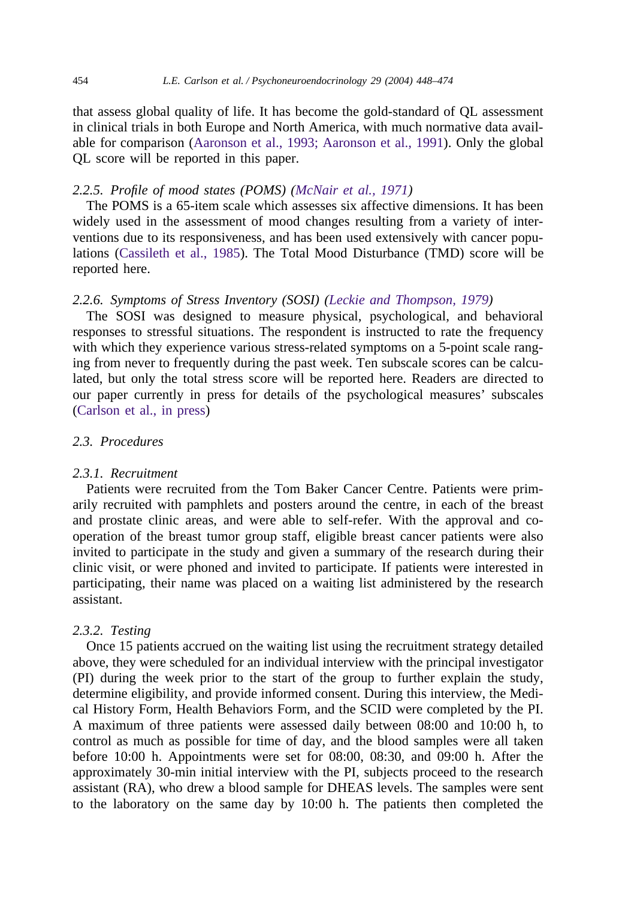that assess global quality of life. It has become the gold-standard of QL assessment in clinical trials in both Europe and North America, with much normative data available for comparison (Aaronson et al., 1993; Aaronson et al., 1991). Only the global QL score will be reported in this paper.

#### *2.2.5. Profile of mood states (POMS) (McNair et al., 1971)*

The POMS is a 65-item scale which assesses six affective dimensions. It has been widely used in the assessment of mood changes resulting from a variety of interventions due to its responsiveness, and has been used extensively with cancer populations (Cassileth et al., 1985). The Total Mood Disturbance (TMD) score will be reported here.

#### *2.2.6. Symptoms of Stress Inventory (SOSI) (Leckie and Thompson, 1979)*

The SOSI was designed to measure physical, psychological, and behavioral responses to stressful situations. The respondent is instructed to rate the frequency with which they experience various stress-related symptoms on a 5-point scale ranging from never to frequently during the past week. Ten subscale scores can be calculated, but only the total stress score will be reported here. Readers are directed to our paper currently in press for details of the psychological measures' subscales (Carlson et al., in press)

### *2.3. Procedures*

#### *2.3.1. Recruitment*

Patients were recruited from the Tom Baker Cancer Centre. Patients were primarily recruited with pamphlets and posters around the centre, in each of the breast and prostate clinic areas, and were able to self-refer. With the approval and cooperation of the breast tumor group staff, eligible breast cancer patients were also invited to participate in the study and given a summary of the research during their clinic visit, or were phoned and invited to participate. If patients were interested in participating, their name was placed on a waiting list administered by the research assistant.

#### *2.3.2. Testing*

Once 15 patients accrued on the waiting list using the recruitment strategy detailed above, they were scheduled for an individual interview with the principal investigator (PI) during the week prior to the start of the group to further explain the study, determine eligibility, and provide informed consent. During this interview, the Medical History Form, Health Behaviors Form, and the SCID were completed by the PI. A maximum of three patients were assessed daily between 08:00 and 10:00 h, to control as much as possible for time of day, and the blood samples were all taken before 10:00 h. Appointments were set for 08:00, 08:30, and 09:00 h. After the approximately 30-min initial interview with the PI, subjects proceed to the research assistant (RA), who drew a blood sample for DHEAS levels. The samples were sent to the laboratory on the same day by 10:00 h. The patients then completed the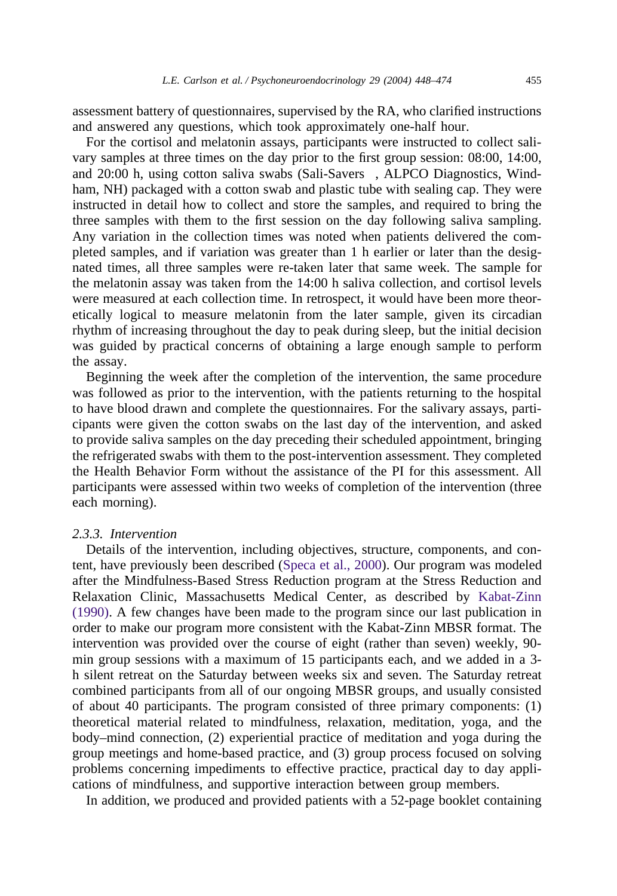assessment battery of questionnaires, supervised by the RA, who clarified instructions and answered any questions, which took approximately one-half hour.

For the cortisol and melatonin assays, participants were instructed to collect salivary samples at three times on the day prior to the first group session: 08:00, 14:00, and 20:00 h, using cotton saliva swabs (Sali-Savers , ALPCO Diagnostics, Windham, NH) packaged with a cotton swab and plastic tube with sealing cap. They were instructed in detail how to collect and store the samples, and required to bring the three samples with them to the first session on the day following saliva sampling. Any variation in the collection times was noted when patients delivered the completed samples, and if variation was greater than 1 h earlier or later than the designated times, all three samples were re-taken later that same week. The sample for the melatonin assay was taken from the 14:00 h saliva collection, and cortisol levels were measured at each collection time. In retrospect, it would have been more theoretically logical to measure melatonin from the later sample, given its circadian rhythm of increasing throughout the day to peak during sleep, but the initial decision was guided by practical concerns of obtaining a large enough sample to perform the assay.

Beginning the week after the completion of the intervention, the same procedure was followed as prior to the intervention, with the patients returning to the hospital to have blood drawn and complete the questionnaires. For the salivary assays, participants were given the cotton swabs on the last day of the intervention, and asked to provide saliva samples on the day preceding their scheduled appointment, bringing the refrigerated swabs with them to the post-intervention assessment. They completed the Health Behavior Form without the assistance of the PI for this assessment. All participants were assessed within two weeks of completion of the intervention (three each morning).

### 2.3.3. Intervention

Details of the intervention, including objectives, structure, components, and content, have previously been described (Speca et al., 2000). Our program was modeled after the Mindfulness-Based Stress Reduction program at the Stress Reduction and Relaxation Clinic, Massachusetts Medical Center, as described by Kabat-Zinn (1990). A few changes have been made to the program since our last publication in order to make our program more consistent with the Kabat-Zinn MBSR format. The intervention was provided over the course of eight (rather than seven) weekly, 90-min group sessions with a maximum of 15 participants each, and we added in a 3-h silent retreat on the Saturday between weeks six and seven. The Saturday retreat combined participants from all of our ongoing MBSR groups, and usually consisted of about 40 participants. The program consisted of three primary components: (1) theoretical material related to mindfulness, relaxation, meditation, yoga, and the body–mind connection, (2) experiential practice of meditation and yoga during the group meetings and home-based practice, and (3) group process focused on solving problems concerning impediments to effective practice, practical day to day applications of mindfulness, and supportive interaction between group members.

In addition, we produced and provided patients with a 52-page booklet containing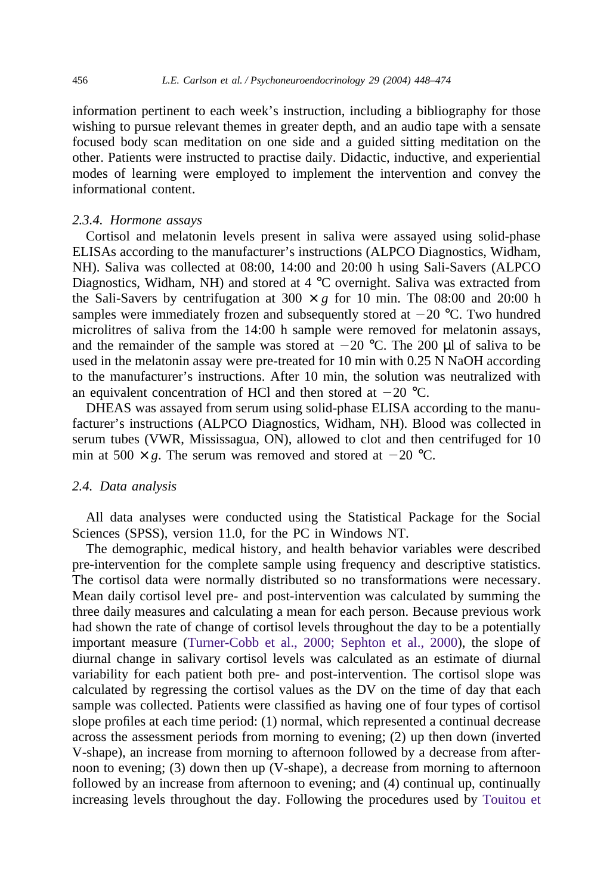information pertinent to each week's instruction, including a bibliography for those wishing to pursue relevant themes in greater depth, and an audio tape with a sensate focused body scan meditation on one side and a guided sitting meditation on the other. Patients were instructed to practise daily. Didactic, inductive, and experiential modes of learning were employed to implement the intervention and convey the informational content.

#### *2.3.4. Hormone assays*

Cortisol and melatonin levels present in saliva were assayed using solid-phase ELISAs according to the manufacturer's instructions (ALPCO Diagnostics, Widham, NH). Saliva was collected at 08:00, 14:00 and 20:00 h using Sali-Savers (ALPCO Diagnostics, Widham, NH) and stored at 4 °C overnight. Saliva was extracted from the Sali-Savers by centrifugation at 300 $\times g$ for 10 min. The 08:00 and 20:00 h samples were immediately frozen and subsequently stored at $-20$ °C. Two hundred microlitres of saliva from the 14:00 h sample were removed for melatonin assays, and the remainder of the sample was stored at $-20$ °C. The 200 μl of saliva to be used in the melatonin assay were pre-treated for 10 min with 0.25 N NaOH according to the manufacturer's instructions. After 10 min, the solution was neutralized with an equivalent concentration of HCl and then stored at $-20$ °C.

DHEAS was assayed from serum using solid-phase ELISA according to the manufacturer's instructions (ALPCO Diagnostics, Widham, NH). Blood was collected in serum tubes (VWR, Mississagua, ON), allowed to clot and then centrifuged for 10 min at 500 $\times g$. The serum was removed and stored at $-20$ °C.

### *2.4. Data analysis*

All data analyses were conducted using the Statistical Package for the Social Sciences (SPSS), version 11.0, for the PC in Windows NT.

The demographic, medical history, and health behavior variables were described pre-intervention for the complete sample using frequency and descriptive statistics. The cortisol data were normally distributed so no transformations were necessary. Mean daily cortisol level pre- and post-intervention was calculated by summing the three daily measures and calculating a mean for each person. Because previous work had shown the rate of change of cortisol levels throughout the day to be a potentially important measure (Turner-Cobb et al., 2000; Sephton et al., 2000), the slope of diurnal change in salivary cortisol levels was calculated as an estimate of diurnal variability for each patient both pre- and post-intervention. The cortisol slope was calculated by regressing the cortisol values as the DV on the time of day that each sample was collected. Patients were classified as having one of four types of cortisol slope profiles at each time period: (1) normal, which represented a continual decrease across the assessment periods from morning to evening; (2) up then down (inverted V-shape), an increase from morning to afternoon followed by a decrease from afternoon to evening; (3) down then up (V-shape), a decrease from morning to afternoon followed by an increase from afternoon to evening; and (4) continual up, continually increasing levels throughout the day. Following the procedures used by Touitou et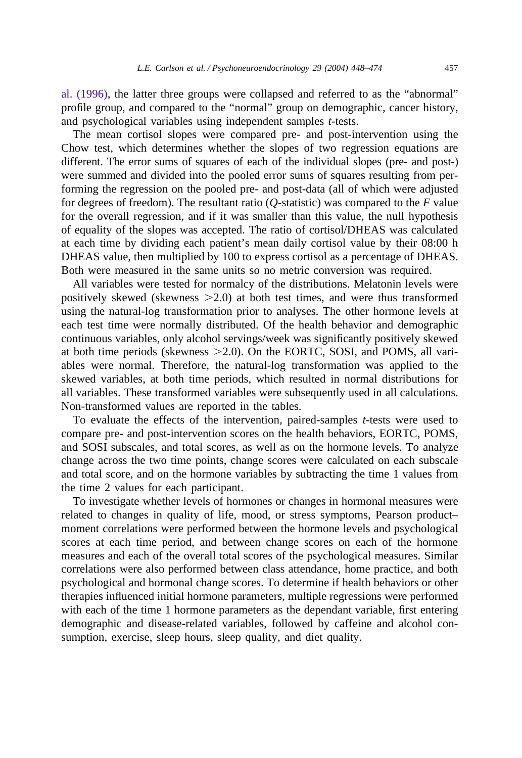al. (1996), the latter three groups were collapsed and referred to as the "abnormal" profile group, and compared to the "normal" group on demographic, cancer history, and psychological variables using independent samples *t*-tests.

The mean cortisol slopes were compared pre- and post-intervention using the Chow test, which determines whether the slopes of two regression equations are different. The error sums of squares of each of the individual slopes (pre- and post-) were summed and divided into the pooled error sums of squares resulting from performing the regression on the pooled pre- and post-data (all of which were adjusted for degrees of freedom). The resultant ratio (*Q*-statistic) was compared to the *F* value for the overall regression, and if it was smaller than this value, the null hypothesis of equality of the slopes was accepted. The ratio of cortisol/DHEAS was calculated at each time by dividing each patient's mean daily cortisol value by their 08:00 h DHEAS value, then multiplied by 100 to express cortisol as a percentage of DHEAS. Both were measured in the same units so no metric conversion was required.

All variables were tested for normalcy of the distributions. Melatonin levels were positively skewed (skewness $>2.0$) at both test times, and were thus transformed using the natural-log transformation prior to analyses. The other hormone levels at each test time were normally distributed. Of the health behavior and demographic continuous variables, only alcohol servings/week was significantly positively skewed at both time periods (skewness $>2.0$). On the EORTC, SOSI, and POMS, all variables were normal. Therefore, the natural-log transformation was applied to the skewed variables, at both time periods, which resulted in normal distributions for all variables. These transformed variables were subsequently used in all calculations. Non-transformed values are reported in the tables.

To evaluate the effects of the intervention, paired-samples *t*-tests were used to compare pre- and post-intervention scores on the health behaviors, EORTC, POMS, and SOSI subscales, and total scores, as well as on the hormone levels. To analyze change across the two time points, change scores were calculated on each subscale and total score, and on the hormone variables by subtracting the time 1 values from the time 2 values for each participant.

To investigate whether levels of hormones or changes in hormonal measures were related to changes in quality of life, mood, or stress symptoms, Pearson product–moment correlations were performed between the hormone levels and psychological scores at each time period, and between change scores on each of the hormone measures and each of the overall total scores of the psychological measures. Similar correlations were also performed between class attendance, home practice, and both psychological and hormonal change scores. To determine if health behaviors or other therapies influenced initial hormone parameters, multiple regressions were performed with each of the time 1 hormone parameters as the dependant variable, first entering demographic and disease-related variables, followed by caffeine and alcohol consumption, exercise, sleep hours, sleep quality, and diet quality.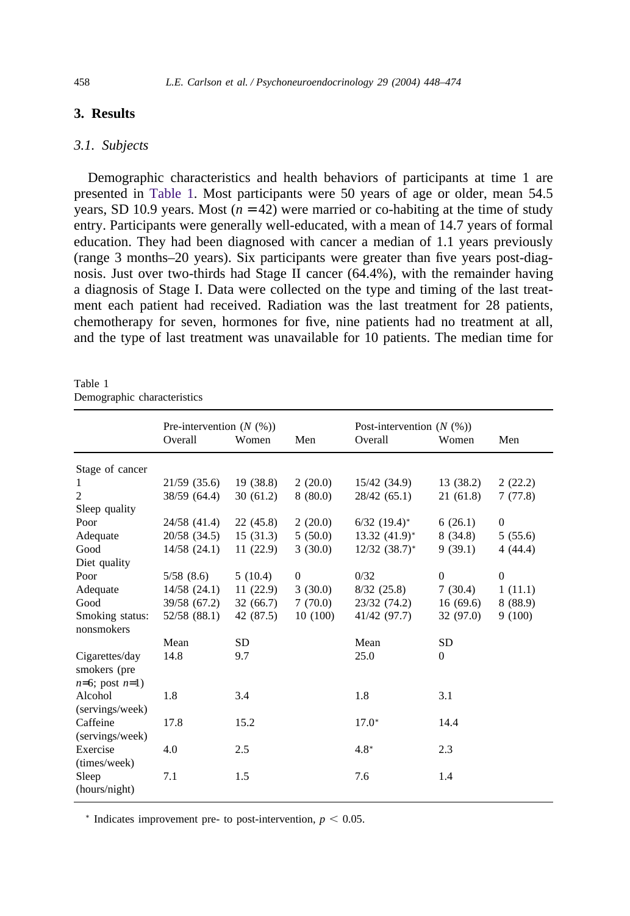## 3. Results

### 3.1. Subjects

Demographic characteristics and health behaviors of participants at time 1 are presented in Table 1. Most participants were 50 years of age or older, mean 54.5 years, SD 10.9 years. Most ($n = 42$) were married or co-habiting at the time of study entry. Participants were generally well-educated, with a mean of 14.7 years of formal education. They had been diagnosed with cancer a median of 1.1 years previously (range 3 months–20 years). Six participants were greater than five years post-diagnosis. Just over two-thirds had Stage II cancer (64.4%), with the remainder having a diagnosis of Stage I. Data were collected on the type and timing of the last treatment each patient had received. Radiation was the last treatment for 28 patients, chemotherapy for seven, hormones for five, nine patients had no treatment at all, and the type of last treatment was unavailable for 10 patients. The median time for

Table 1
Demographic characteristics

| | Pre-intervention ($N$ (%)) | | | Post-intervention ($N$ (%)) | | |
|---|---|---|---|---|---|---|
| | Overall | Women | Men | Overall | Women | Men |
| Stage of cancer | | | | | | |
| 1 | 21/59 (35.6) | 19 (38.8) | 2 (20.0) | 15/42 (34.9) | 13 (38.2) | 2 (22.2) |
| 2 | 38/59 (64.4) | 30 (61.2) | 8 (80.0) | 28/42 (65.1) | 21 (61.8) | 7 (77.8) |
| Sleep quality | | | | | | |
| Poor | 24/58 (41.4) | 22 (45.8) | 2 (20.0) | 6/32 (19.4)* | 6 (26.1) | 0 |
| Adequate | 20/58 (34.5) | 15 (31.3) | 5 (50.0) | 13.32 (41.9)* | 8 (34.8) | 5 (55.6) |
| Good | 14/58 (24.1) | 11 (22.9) | 3 (30.0) | 12/32 (38.7)* | 9 (39.1) | 4 (44.4) |
| Diet quality | | | | | | |
| Poor | 5/58 (8.6) | 5 (10.4) | 0 | 0/32 | 0 | 0 |
| Adequate | 14/58 (24.1) | 11 (22.9) | 3 (30.0) | 8/32 (25.8) | 7 (30.4) | 1 (11.1) |
| Good | 39/58 (67.2) | 32 (66.7) | 7 (70.0) | 23/32 (74.2) | 16 (69.6) | 8 (88.9) |
| Smoking status: nonsmokers | 52/58 (88.1) | 42 (87.5) | 10 (100) | 41/42 (97.7) | 32 (97.0) | 9 (100) |
| | Mean | SD | | Mean | SD | |
| Cigarettes/day smokers (pre $n$=6; post $n$=1) | 14.8 | 9.7 | | 25.0 | 0 | |
| Alcohol (servings/week) | 1.8 | 3.4 | | 1.8 | 3.1 | |
| Caffeine (servings/week) | 17.8 | 15.2 | | 17.0* | 14.4 | |
| Exercise (times/week) | 4.0 | 2.5 | | 4.8* | 2.3 | |
| Sleep (hours/night) | 7.1 | 1.5 | | 7.6 | 1.4 | |

\* Indicates improvement pre- to post-intervention, $p < 0.05$.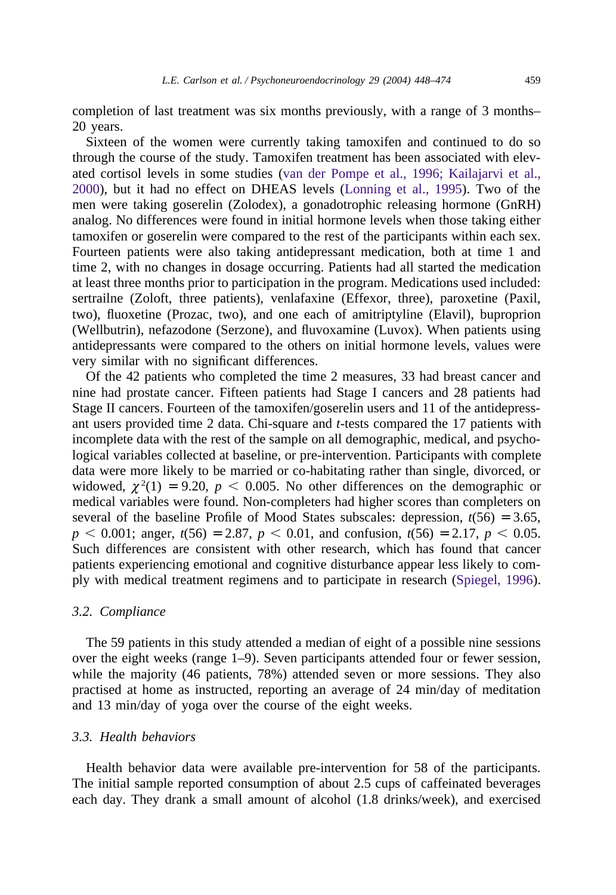completion of last treatment was six months previously, with a range of 3 months–20 years.

Sixteen of the women were currently taking tamoxifen and continued to do so through the course of the study. Tamoxifen treatment has been associated with elevated cortisol levels in some studies (van der Pompe et al., 1996; Kailajarvi et al., 2000), but it had no effect on DHEAS levels (Lonning et al., 1995). Two of the men were taking goserelin (Zolodex), a gonadotrophic releasing hormone (GnRH) analog. No differences were found in initial hormone levels when those taking either tamoxifen or goserelin were compared to the rest of the participants within each sex. Fourteen patients were also taking antidepressant medication, both at time 1 and time 2, with no changes in dosage occurring. Patients had all started the medication at least three months prior to participation in the program. Medications used included: sertrailne (Zoloft, three patients), venlafaxine (Effexor, three), paroxetine (Paxil, two), fluoxetine (Prozac, two), and one each of amitriptyline (Elavil), buproprion (Wellbutrin), nefazodone (Serzone), and fluvoxamine (Luvox). When patients using antidepressants were compared to the others on initial hormone levels, values were very similar with no significant differences.

Of the 42 patients who completed the time 2 measures, 33 had breast cancer and nine had prostate cancer. Fifteen patients had Stage I cancers and 28 patients had Stage II cancers. Fourteen of the tamoxifen/goserelin users and 11 of the antidepressant users provided time 2 data. Chi-square and *t*-tests compared the 17 patients with incomplete data with the rest of the sample on all demographic, medical, and psychological variables collected at baseline, or pre-intervention. Participants with complete data were more likely to be married or co-habitating rather than single, divorced, or widowed, $\chi^2(1) = 9.20$, $p < 0.005$. No other differences on the demographic or medical variables were found. Non-completers had higher scores than completers on several of the baseline Profile of Mood States subscales: depression, $t(56) = 3.65$, $p < 0.001$; anger, $t(56) = 2.87$, $p < 0.01$, and confusion, $t(56) = 2.17$, $p < 0.05$. Such differences are consistent with other research, which has found that cancer patients experiencing emotional and cognitive disturbance appear less likely to comply with medical treatment regimens and to participate in research (Spiegel, 1996).

### *3.2. Compliance*

The 59 patients in this study attended a median of eight of a possible nine sessions over the eight weeks (range 1–9). Seven participants attended four or fewer session, while the majority (46 patients, 78%) attended seven or more sessions. They also practised at home as instructed, reporting an average of 24 min/day of meditation and 13 min/day of yoga over the course of the eight weeks.

### *3.3. Health behaviors*

Health behavior data were available pre-intervention for 58 of the participants. The initial sample reported consumption of about 2.5 cups of caffeinated beverages each day. They drank a small amount of alcohol (1.8 drinks/week), and exercised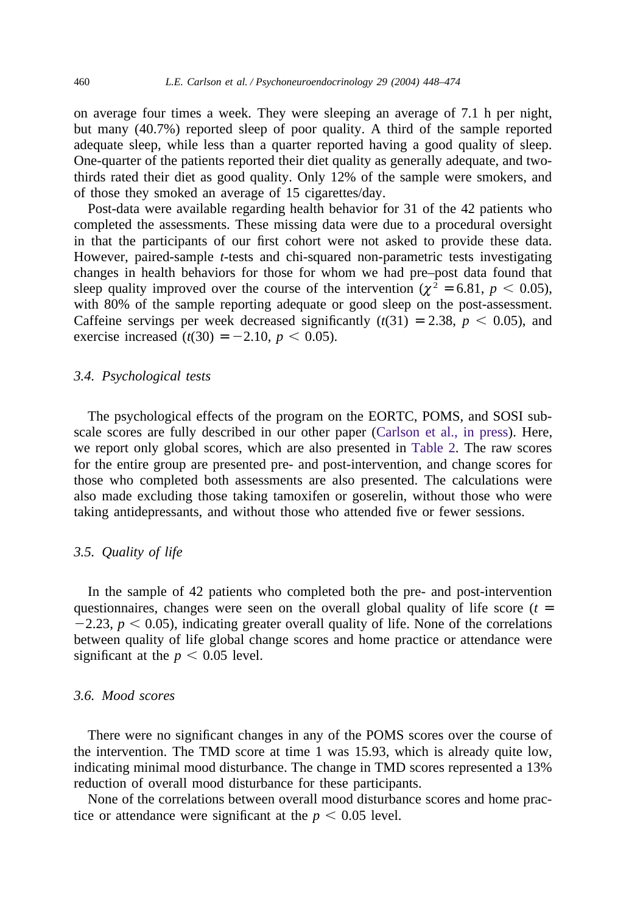on average four times a week. They were sleeping an average of 7.1 h per night, but many (40.7%) reported sleep of poor quality. A third of the sample reported adequate sleep, while less than a quarter reported having a good quality of sleep. One-quarter of the patients reported their diet quality as generally adequate, and two-thirds rated their diet as good quality. Only 12% of the sample were smokers, and of those they smoked an average of 15 cigarettes/day.

Post-data were available regarding health behavior for 31 of the 42 patients who completed the assessments. These missing data were due to a procedural oversight in that the participants of our first cohort were not asked to provide these data. However, paired-sample *t*-tests and chi-squared non-parametric tests investigating changes in health behaviors for those for whom we had pre–post data found that sleep quality improved over the course of the intervention ($\chi^2 = 6.81$, $p < 0.05$), with 80% of the sample reporting adequate or good sleep on the post-assessment. Caffeine servings per week decreased significantly ($t(31) = 2.38$, $p < 0.05$), and exercise increased ($t(30) = -2.10$, $p < 0.05$).

### 3.4. Psychological tests

The psychological effects of the program on the EORTC, POMS, and SOSI sub-scale scores are fully described in our other paper (Carlson et al., in press). Here, we report only global scores, which are also presented in Table 2. The raw scores for the entire group are presented pre- and post-intervention, and change scores for those who completed both assessments are also presented. The calculations were also made excluding those taking tamoxifen or goserelin, without those who were taking antidepressants, and without those who attended five or fewer sessions.

### 3.5. Quality of life

In the sample of 42 patients who completed both the pre- and post-intervention questionnaires, changes were seen on the overall global quality of life score ($t = -2.23$, $p < 0.05$), indicating greater overall quality of life. None of the correlations between quality of life global change scores and home practice or attendance were significant at the $p < 0.05$ level.

### 3.6. Mood scores

There were no significant changes in any of the POMS scores over the course of the intervention. The TMD score at time 1 was 15.93, which is already quite low, indicating minimal mood disturbance. The change in TMD scores represented a 13% reduction of overall mood disturbance for these participants.

None of the correlations between overall mood disturbance scores and home practice or attendance were significant at the $p < 0.05$ level.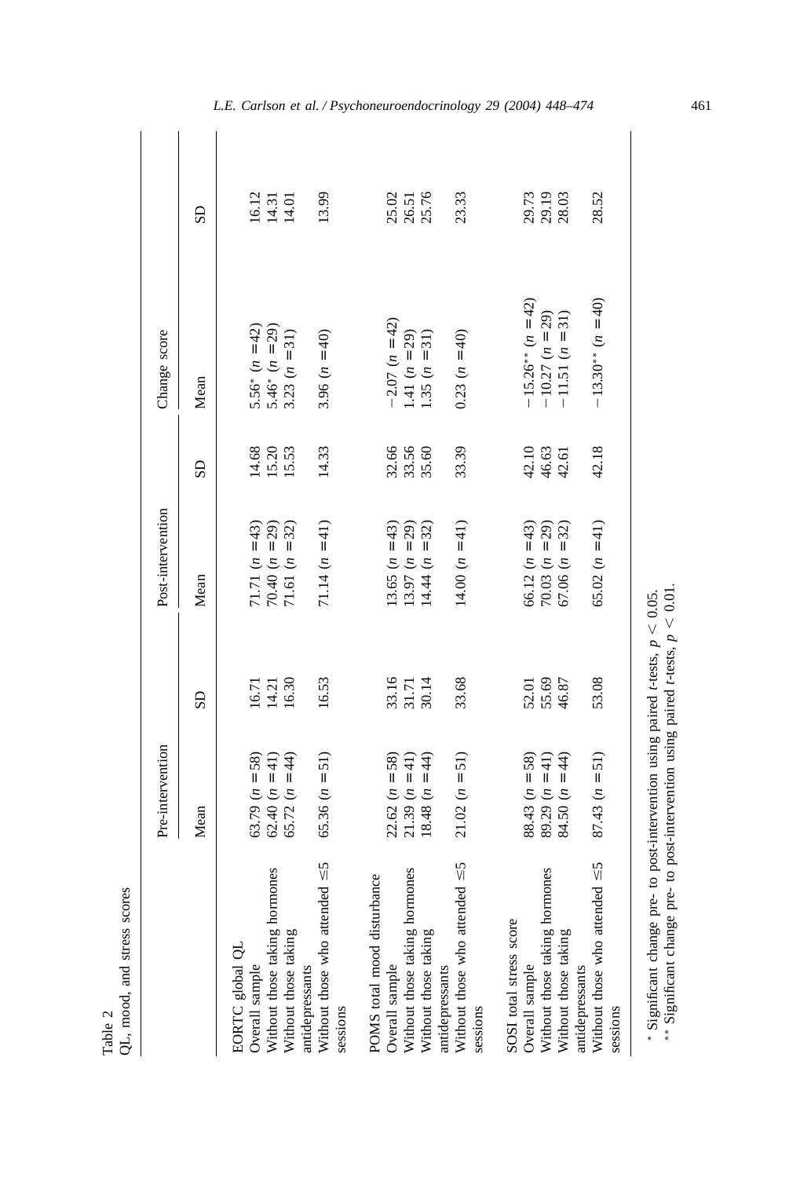Table 2
QL, mood, and stress scores

| | Pre-intervention | | Post-intervention | | Change score | |
|---|---|---|---|---|---|---|
| | Mean | SD | Mean | SD | Mean | SD |
| EORTC global QL | | | | | | |
| Overall sample | 63.79 ($n$ =58) | 16.71 | 71.71 ($n$ =43) | 14.68 | 5.56* ($n$ =42) | 16.12 |
| Without those taking hormones | 62.40 ($n$ =41) | 14.21 | 70.40 ($n$ =29) | 15.20 | 5.46* ($n$ =29) | 14.31 |
| Without those taking antidepressants | 65.72 ($n$ =44) | 16.30 | 71.61 ($n$ =32) | 15.53 | 3.23 ($n$ =31) | 14.01 |
| Without those who attended ≤5 sessions | 65.36 ($n$ =51) | 16.53 | 71.14 ($n$ =41) | 14.33 | 3.96 ($n$ =40) | 13.99 |
| POMS total mood disturbance | | | | | | |
| Overall sample | 22.62 ($n$ =58) | 33.16 | 13.65 ($n$ =43) | 32.66 | −2.07 ($n$ =42) | 25.02 |
| Without those taking hormones | 21.39 ($n$ =41) | 31.71 | 13.97 ($n$ =29) | 33.56 | 1.41 ($n$ =29) | 26.51 |
| Without those taking antidepressants | 18.48 ($n$ =44) | 30.14 | 14.44 ($n$ =32) | 35.60 | 1.35 ($n$ =31) | 25.76 |
| Without those who attended ≤5 sessions | 21.02 ($n$ =51) | 33.68 | 14.00 ($n$ =41) | 33.39 | 0.23 ($n$ =40) | 23.33 |
| SOSI total stress score | | | | | | |
| Overall sample | 88.43 ($n$ =58) | 52.01 | 66.12 ($n$ =43) | 42.10 | −15.26** ($n$ =42) | 29.73 |
| Without those taking hormones | 89.29 ($n$ =41) | 55.69 | 70.03 ($n$ =29) | 46.63 | −10.27 ($n$ =29) | 29.19 |
| Without those taking antidepressants | 84.50 ($n$ =44) | 46.87 | 67.06 ($n$ =32) | 42.61 | −11.51 ($n$ =31) | 28.03 |
| Without those who attended ≤5 sessions | 87.43 ($n$ =51) | 53.08 | 65.02 ($n$ =41) | 42.18 | −13.30** ($n$ =40) | 28.52 |

* Significant change pre- to post-intervention using paired $t$-tests, $p < 0.05$.
** Significant change pre- to post-intervention using paired $t$-tests, $p < 0.01$.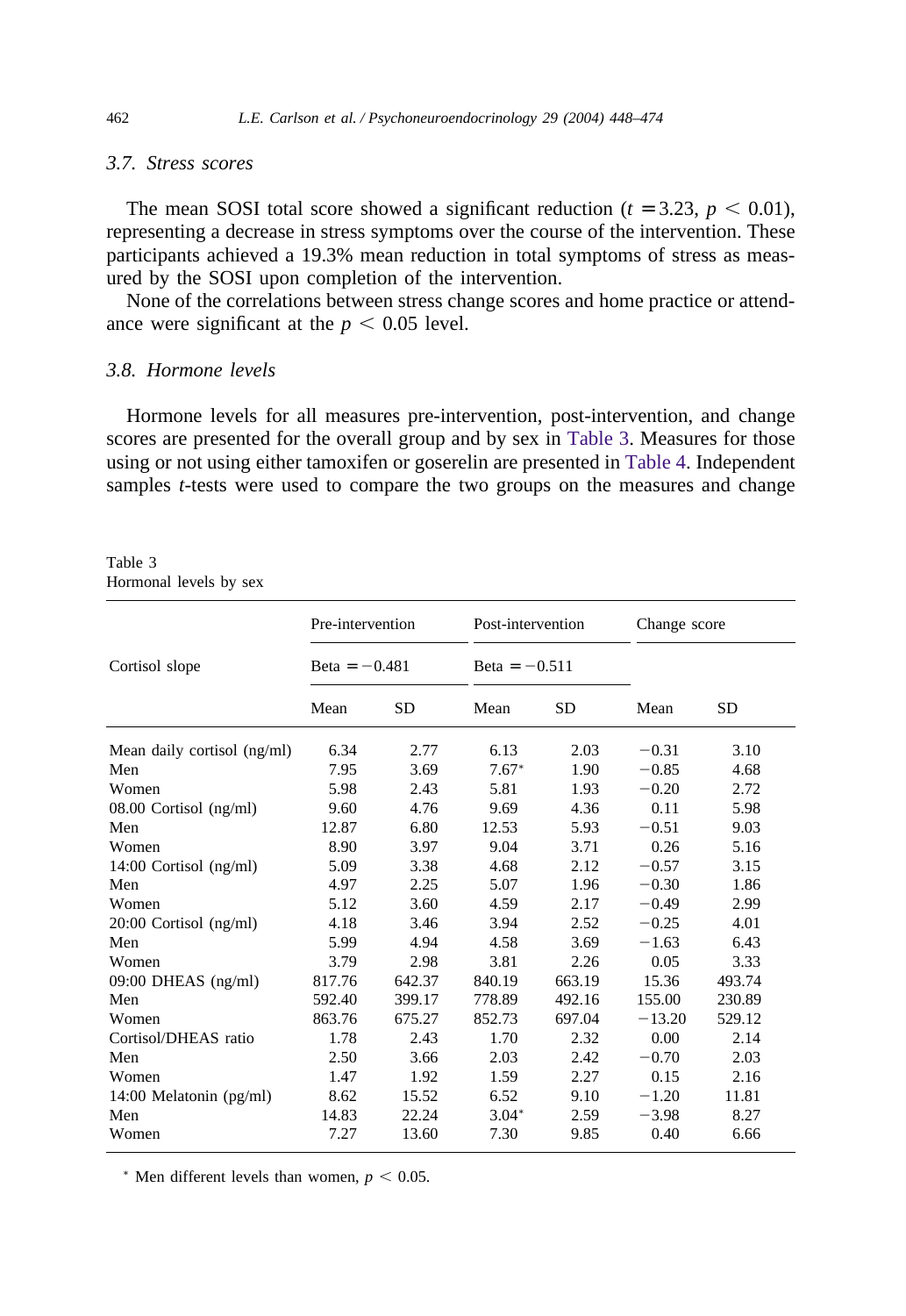### 3.7. Stress scores

The mean SOSI total score showed a significant reduction ($t = 3.23$, $p < 0.01$), representing a decrease in stress symptoms over the course of the intervention. These participants achieved a 19.3% mean reduction in total symptoms of stress as measured by the SOSI upon completion of the intervention.

None of the correlations between stress change scores and home practice or attendance were significant at the $p < 0.05$ level.

### 3.8. Hormone levels

Hormone levels for all measures pre-intervention, post-intervention, and change scores are presented for the overall group and by sex in Table 3. Measures for those using or not using either tamoxifen or goserelin are presented in Table 4. Independent samples *t*-tests were used to compare the two groups on the measures and change

Table 3
Hormonal levels by sex

| Cortisol slope | Pre-intervention | | Post-intervention | | Change score | |
|---|---|---|---|---|---|---|
| | Beta = −0.481 | | Beta = −0.511 | | | |
| | Mean | SD | Mean | SD | Mean | SD |
| Mean daily cortisol (ng/ml) | 6.34 | 2.77 | 6.13 | 2.03 | −0.31 | 3.10 |
| Men | 7.95 | 3.69 | 7.67* | 1.90 | −0.85 | 4.68 |
| Women | 5.98 | 2.43 | 5.81 | 1.93 | −0.20 | 2.72 |
| 08.00 Cortisol (ng/ml) | 9.60 | 4.76 | 9.69 | 4.36 | 0.11 | 5.98 |
| Men | 12.87 | 6.80 | 12.53 | 5.93 | −0.51 | 9.03 |
| Women | 8.90 | 3.97 | 9.04 | 3.71 | 0.26 | 5.16 |
| 14:00 Cortisol (ng/ml) | 5.09 | 3.38 | 4.68 | 2.12 | −0.57 | 3.15 |
| Men | 4.97 | 2.25 | 5.07 | 1.96 | −0.30 | 1.86 |
| Women | 5.12 | 3.60 | 4.59 | 2.17 | −0.49 | 2.99 |
| 20:00 Cortisol (ng/ml) | 4.18 | 3.46 | 3.94 | 2.52 | −0.25 | 4.01 |
| Men | 5.99 | 4.94 | 4.58 | 3.69 | −1.63 | 6.43 |
| Women | 3.79 | 2.98 | 3.81 | 2.26 | 0.05 | 3.33 |
| 09:00 DHEAS (ng/ml) | 817.76 | 642.37 | 840.19 | 663.19 | 15.36 | 493.74 |
| Men | 592.40 | 399.17 | 778.89 | 492.16 | 155.00 | 230.89 |
| Women | 863.76 | 675.27 | 852.73 | 697.04 | −13.20 | 529.12 |
| Cortisol/DHEAS ratio | 1.78 | 2.43 | 1.70 | 2.32 | 0.00 | 2.14 |
| Men | 2.50 | 3.66 | 2.03 | 2.42 | −0.70 | 2.03 |
| Women | 1.47 | 1.92 | 1.59 | 2.27 | 0.15 | 2.16 |
| 14:00 Melatonin (pg/ml) | 8.62 | 15.52 | 6.52 | 9.10 | −1.20 | 11.81 |
| Men | 14.83 | 22.24 | 3.04* | 2.59 | −3.98 | 8.27 |
| Women | 7.27 | 13.60 | 7.30 | 9.85 | 0.40 | 6.66 |

\* Men different levels than women, $p < 0.05$.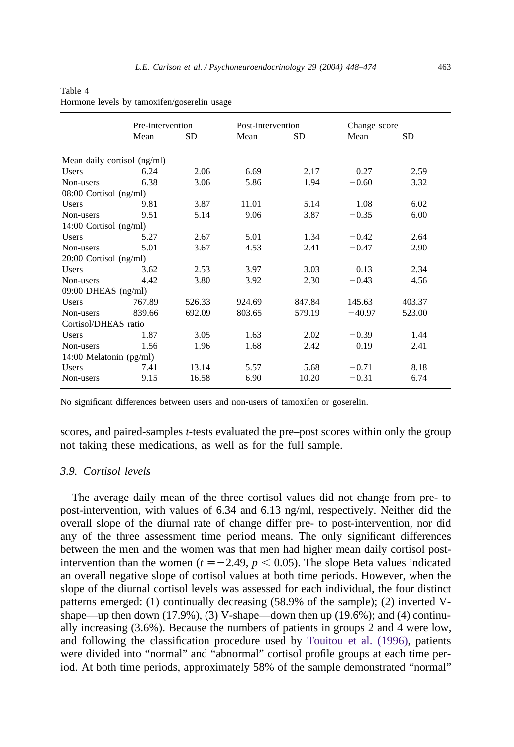Table 4
Hormone levels by tamoxifen/goserelin usage

| | Pre-intervention | | Post-intervention | | Change score | |
|---|---|---|---|---|---|---|
| | Mean | SD | Mean | SD | Mean | SD |
| Mean daily cortisol (ng/ml) | | | | | | |
| Users | 6.24 | 2.06 | 6.69 | 2.17 | 0.27 | 2.59 |
| Non-users | 6.38 | 3.06 | 5.86 | 1.94 | −0.60 | 3.32 |
| 08:00 Cortisol (ng/ml) | | | | | | |
| Users | 9.81 | 3.87 | 11.01 | 5.14 | 1.08 | 6.02 |
| Non-users | 9.51 | 5.14 | 9.06 | 3.87 | −0.35 | 6.00 |
| 14:00 Cortisol (ng/ml) | | | | | | |
| Users | 5.27 | 2.67 | 5.01 | 1.34 | −0.42 | 2.64 |
| Non-users | 5.01 | 3.67 | 4.53 | 2.41 | −0.47 | 2.90 |
| 20:00 Cortisol (ng/ml) | | | | | | |
| Users | 3.62 | 2.53 | 3.97 | 3.03 | 0.13 | 2.34 |
| Non-users | 4.42 | 3.80 | 3.92 | 2.30 | −0.43 | 4.56 |
| 09:00 DHEAS (ng/ml) | | | | | | |
| Users | 767.89 | 526.33 | 924.69 | 847.84 | 145.63 | 403.37 |
| Non-users | 839.66 | 692.09 | 803.65 | 579.19 | −40.97 | 523.00 |
| Cortisol/DHEAS ratio | | | | | | |
| Users | 1.87 | 3.05 | 1.63 | 2.02 | −0.39 | 1.44 |
| Non-users | 1.56 | 1.96 | 1.68 | 2.42 | 0.19 | 2.41 |
| 14:00 Melatonin (pg/ml) | | | | | | |
| Users | 7.41 | 13.14 | 5.57 | 5.68 | −0.71 | 8.18 |
| Non-users | 9.15 | 16.58 | 6.90 | 10.20 | −0.31 | 6.74 |

No significant differences between users and non-users of tamoxifen or goserelin.

scores, and paired-samples *t*-tests evaluated the pre–post scores within only the group not taking these medications, as well as for the full sample.

### 3.9. Cortisol levels

The average daily mean of the three cortisol values did not change from pre- to post-intervention, with values of 6.34 and 6.13 ng/ml, respectively. Neither did the overall slope of the diurnal rate of change differ pre- to post-intervention, nor did any of the three assessment time period means. The only significant differences between the men and the women was that men had higher mean daily cortisol post-intervention than the women ($t = -2.49$, $p < 0.05$). The slope Beta values indicated an overall negative slope of cortisol values at both time periods. However, when the slope of the diurnal cortisol levels was assessed for each individual, the four distinct patterns emerged: (1) continually decreasing (58.9% of the sample); (2) inverted V-shape—up then down (17.9%), (3) V-shape—down then up (19.6%); and (4) continually increasing (3.6%). Because the numbers of patients in groups 2 and 4 were low, and following the classification procedure used by Touitou et al. (1996), patients were divided into "normal" and "abnormal" cortisol profile groups at each time period. At both time periods, approximately 58% of the sample demonstrated "normal"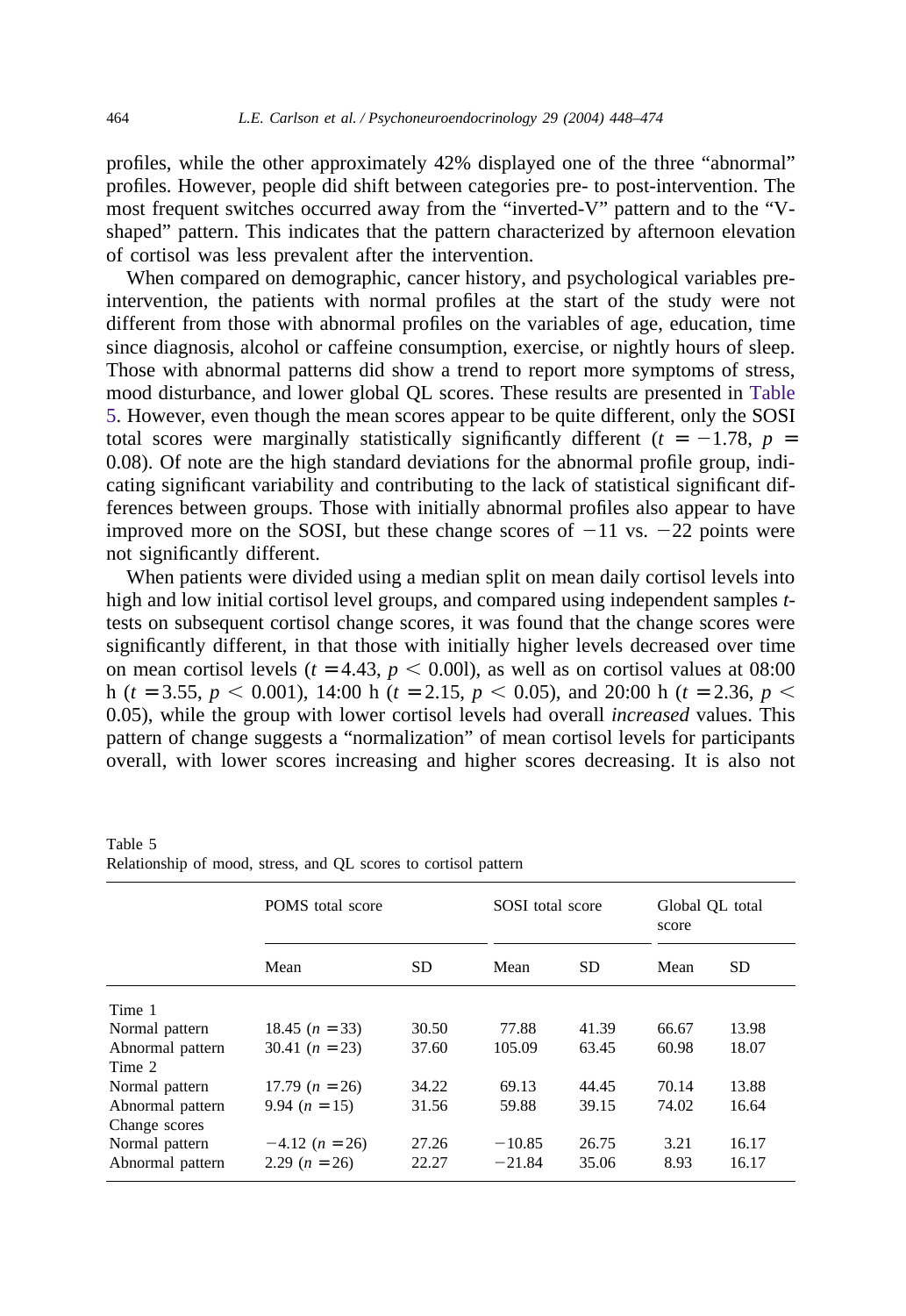profiles, while the other approximately 42% displayed one of the three “abnormal” profiles. However, people did shift between categories pre- to post-intervention. The most frequent switches occurred away from the “inverted-V” pattern and to the “V-shaped” pattern. This indicates that the pattern characterized by afternoon elevation of cortisol was less prevalent after the intervention.

When compared on demographic, cancer history, and psychological variables pre-intervention, the patients with normal profiles at the start of the study were not different from those with abnormal profiles on the variables of age, education, time since diagnosis, alcohol or caffeine consumption, exercise, or nightly hours of sleep. Those with abnormal patterns did show a trend to report more symptoms of stress, mood disturbance, and lower global QL scores. These results are presented in Table 5. However, even though the mean scores appear to be quite different, only the SOSI total scores were marginally statistically significantly different ($t = -1.78$, $p = 0.08$). Of note are the high standard deviations for the abnormal profile group, indicating significant variability and contributing to the lack of statistical significant differences between groups. Those with initially abnormal profiles also appear to have improved more on the SOSI, but these change scores of $-11$ vs. $-22$ points were not significantly different.

When patients were divided using a median split on mean daily cortisol levels into high and low initial cortisol level groups, and compared using independent samples *t*-tests on subsequent cortisol change scores, it was found that the change scores were significantly different, in that those with initially higher levels decreased over time on mean cortisol levels ($t = 4.43$, $p < 0.001$), as well as on cortisol values at 08:00 h ($t = 3.55$, $p < 0.001$), 14:00 h ($t = 2.15$, $p < 0.05$), and 20:00 h ($t = 2.36$, $p < 0.05$), while the group with lower cortisol levels had overall *increased* values. This pattern of change suggests a “normalization” of mean cortisol levels for participants overall, with lower scores increasing and higher scores decreasing. It is also not

Table 5
Relationship of mood, stress, and QL scores to cortisol pattern

| | POMS total score | | SOSI total score | | Global QL total score | |
|---|---|---|---|---|---|---|
| | Mean | SD | Mean | SD | Mean | SD |
| Time 1 | | | | | | |
| Normal pattern | 18.45 ($n = 33$) | 30.50 | 77.88 | 41.39 | 66.67 | 13.98 |
| Abnormal pattern | 30.41 ($n = 23$) | 37.60 | 105.09 | 63.45 | 60.98 | 18.07 |
| Time 2 | | | | | | |
| Normal pattern | 17.79 ($n = 26$) | 34.22 | 69.13 | 44.45 | 70.14 | 13.88 |
| Abnormal pattern | 9.94 ($n = 15$) | 31.56 | 59.88 | 39.15 | 74.02 | 16.64 |
| Change scores | | | | | | |
| Normal pattern | $-4.12$ ($n = 26$) | 27.26 | $-10.85$ | 26.75 | 3.21 | 16.17 |
| Abnormal pattern | 2.29 ($n = 26$) | 22.27 | $-21.84$ | 35.06 | 8.93 | 16.17 |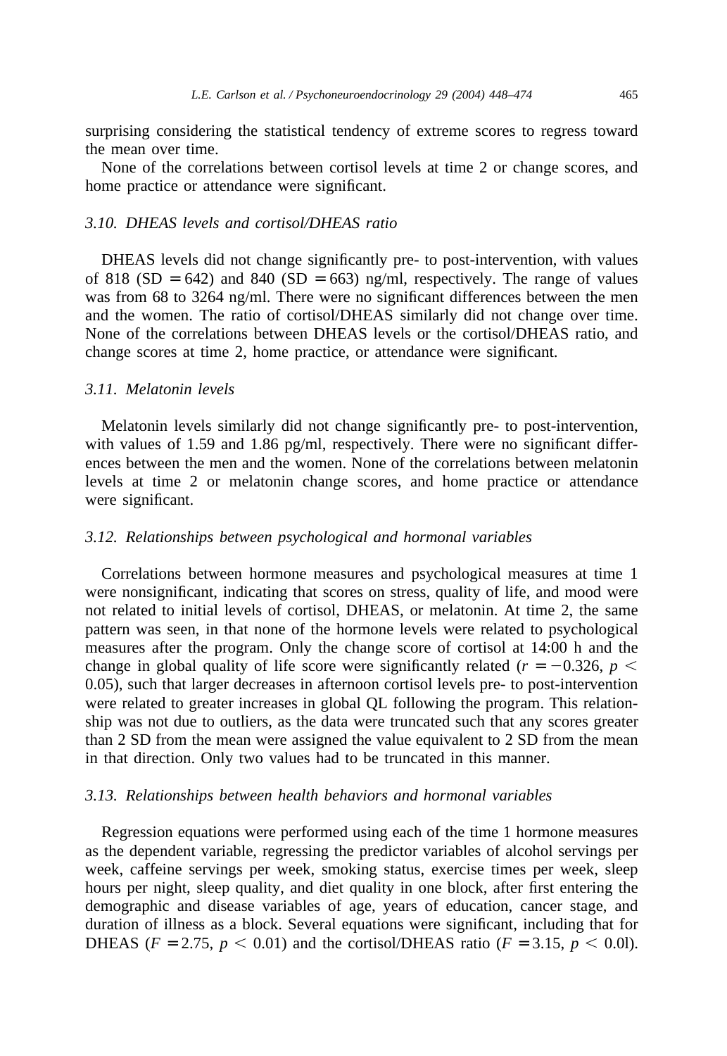surprising considering the statistical tendency of extreme scores to regress toward the mean over time.

None of the correlations between cortisol levels at time 2 or change scores, and home practice or attendance were significant.

### *3.10. DHEAS levels and cortisol/DHEAS ratio*

DHEAS levels did not change significantly pre- to post-intervention, with values of 818 (SD = 642) and 840 (SD = 663) ng/ml, respectively. The range of values was from 68 to 3264 ng/ml. There were no significant differences between the men and the women. The ratio of cortisol/DHEAS similarly did not change over time. None of the correlations between DHEAS levels or the cortisol/DHEAS ratio, and change scores at time 2, home practice, or attendance were significant.

### *3.11. Melatonin levels*

Melatonin levels similarly did not change significantly pre- to post-intervention, with values of 1.59 and 1.86 pg/ml, respectively. There were no significant differences between the men and the women. None of the correlations between melatonin levels at time 2 or melatonin change scores, and home practice or attendance were significant.

### *3.12. Relationships between psychological and hormonal variables*

Correlations between hormone measures and psychological measures at time 1 were nonsignificant, indicating that scores on stress, quality of life, and mood were not related to initial levels of cortisol, DHEAS, or melatonin. At time 2, the same pattern was seen, in that none of the hormone levels were related to psychological measures after the program. Only the change score of cortisol at 14:00 h and the change in global quality of life score were significantly related ($r = -0.326$, $p < 0.05$), such that larger decreases in afternoon cortisol levels pre- to post-intervention were related to greater increases in global QL following the program. This relationship was not due to outliers, as the data were truncated such that any scores greater than 2 SD from the mean were assigned the value equivalent to 2 SD from the mean in that direction. Only two values had to be truncated in this manner.

### *3.13. Relationships between health behaviors and hormonal variables*

Regression equations were performed using each of the time 1 hormone measures as the dependent variable, regressing the predictor variables of alcohol servings per week, caffeine servings per week, smoking status, exercise times per week, sleep hours per night, sleep quality, and diet quality in one block, after first entering the demographic and disease variables of age, years of education, cancer stage, and duration of illness as a block. Several equations were significant, including that for DHEAS ($F = 2.75$, $p < 0.01$) and the cortisol/DHEAS ratio ($F = 3.15$, $p < 0.0l$).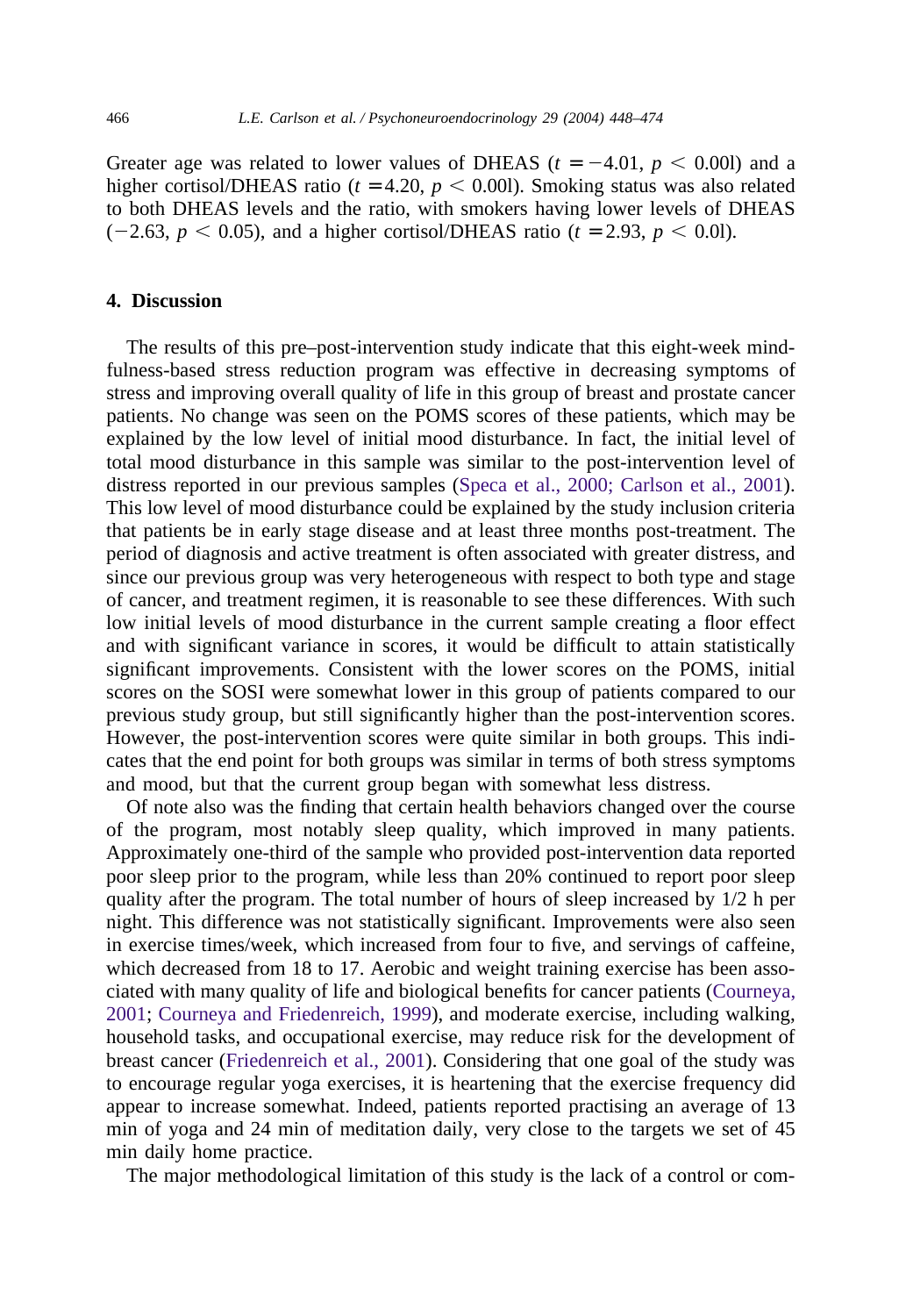Greater age was related to lower values of DHEAS ($t = -4.01$, $p < 0.00l$) and a higher cortisol/DHEAS ratio ($t = 4.20$, $p < 0.00l$). Smoking status was also related to both DHEAS levels and the ratio, with smokers having lower levels of DHEAS ($-2.63$, $p < 0.05$), and a higher cortisol/DHEAS ratio ($t = 2.93$, $p < 0.0l$).

## 4. Discussion

The results of this pre–post-intervention study indicate that this eight-week mindfulness-based stress reduction program was effective in decreasing symptoms of stress and improving overall quality of life in this group of breast and prostate cancer patients. No change was seen on the POMS scores of these patients, which may be explained by the low level of initial mood disturbance. In fact, the initial level of total mood disturbance in this sample was similar to the post-intervention level of distress reported in our previous samples (Speca et al., 2000; Carlson et al., 2001). This low level of mood disturbance could be explained by the study inclusion criteria that patients be in early stage disease and at least three months post-treatment. The period of diagnosis and active treatment is often associated with greater distress, and since our previous group was very heterogeneous with respect to both type and stage of cancer, and treatment regimen, it is reasonable to see these differences. With such low initial levels of mood disturbance in the current sample creating a floor effect and with significant variance in scores, it would be difficult to attain statistically significant improvements. Consistent with the lower scores on the POMS, initial scores on the SOSI were somewhat lower in this group of patients compared to our previous study group, but still significantly higher than the post-intervention scores. However, the post-intervention scores were quite similar in both groups. This indicates that the end point for both groups was similar in terms of both stress symptoms and mood, but that the current group began with somewhat less distress.

Of note also was the finding that certain health behaviors changed over the course of the program, most notably sleep quality, which improved in many patients. Approximately one-third of the sample who provided post-intervention data reported poor sleep prior to the program, while less than 20% continued to report poor sleep quality after the program. The total number of hours of sleep increased by 1/2 h per night. This difference was not statistically significant. Improvements were also seen in exercise times/week, which increased from four to five, and servings of caffeine, which decreased from 18 to 17. Aerobic and weight training exercise has been associated with many quality of life and biological benefits for cancer patients (Courneya, 2001; Courneya and Friedenreich, 1999), and moderate exercise, including walking, household tasks, and occupational exercise, may reduce risk for the development of breast cancer (Friedenreich et al., 2001). Considering that one goal of the study was to encourage regular yoga exercises, it is heartening that the exercise frequency did appear to increase somewhat. Indeed, patients reported practising an average of 13 min of yoga and 24 min of meditation daily, very close to the targets we set of 45 min daily home practice.

The major methodological limitation of this study is the lack of a control or com-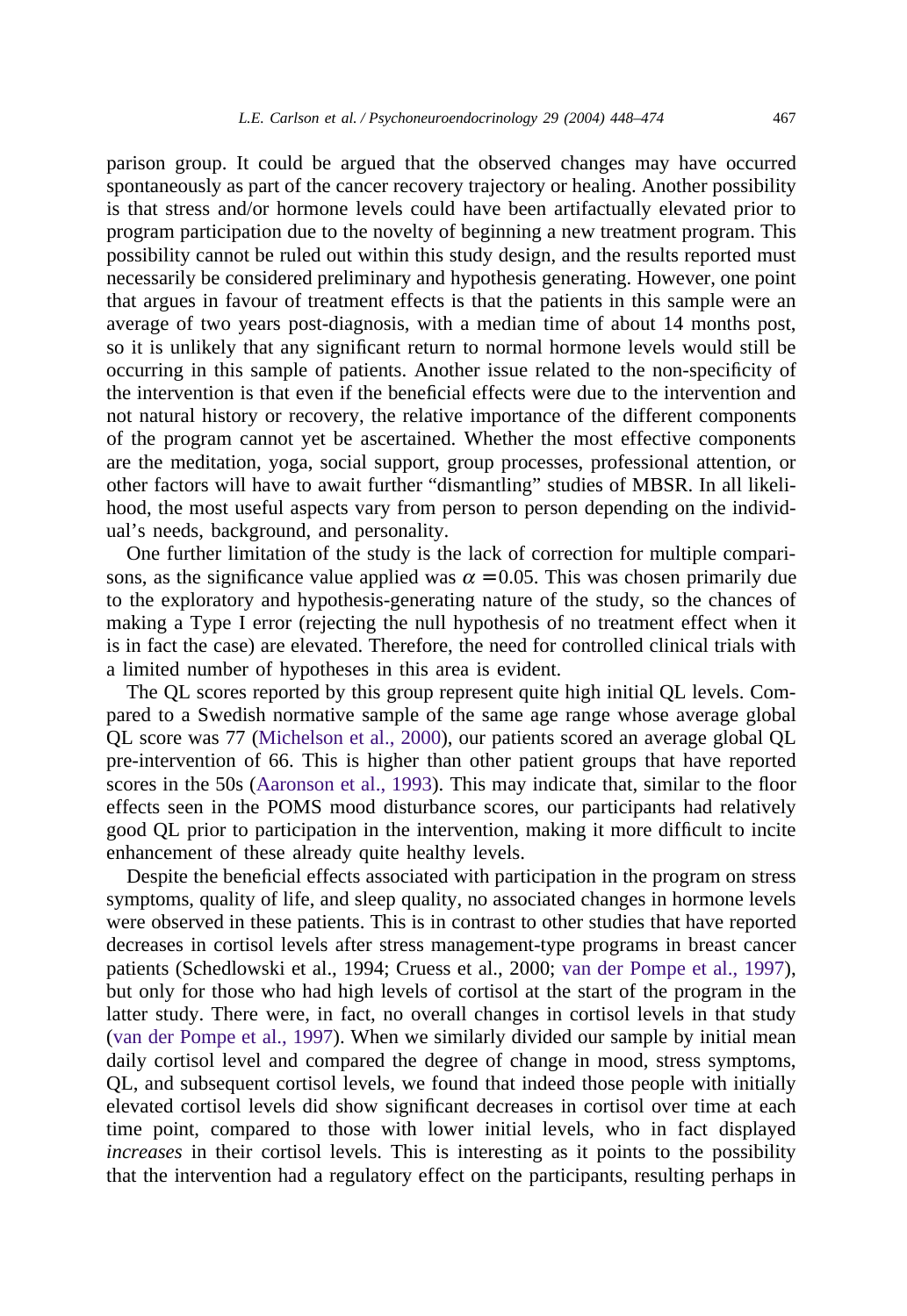parison group. It could be argued that the observed changes may have occurred spontaneously as part of the cancer recovery trajectory or healing. Another possibility is that stress and/or hormone levels could have been artifactually elevated prior to program participation due to the novelty of beginning a new treatment program. This possibility cannot be ruled out within this study design, and the results reported must necessarily be considered preliminary and hypothesis generating. However, one point that argues in favour of treatment effects is that the patients in this sample were an average of two years post-diagnosis, with a median time of about 14 months post, so it is unlikely that any significant return to normal hormone levels would still be occurring in this sample of patients. Another issue related to the non-specificity of the intervention is that even if the beneficial effects were due to the intervention and not natural history or recovery, the relative importance of the different components of the program cannot yet be ascertained. Whether the most effective components are the meditation, yoga, social support, group processes, professional attention, or other factors will have to await further "dismantling" studies of MBSR. In all likelihood, the most useful aspects vary from person to person depending on the individual's needs, background, and personality.

One further limitation of the study is the lack of correction for multiple comparisons, as the significance value applied was $\alpha = 0.05$. This was chosen primarily due to the exploratory and hypothesis-generating nature of the study, so the chances of making a Type I error (rejecting the null hypothesis of no treatment effect when it is in fact the case) are elevated. Therefore, the need for controlled clinical trials with a limited number of hypotheses in this area is evident.

The QL scores reported by this group represent quite high initial QL levels. Compared to a Swedish normative sample of the same age range whose average global QL score was 77 (Michelson et al., 2000), our patients scored an average global QL pre-intervention of 66. This is higher than other patient groups that have reported scores in the 50s (Aaronson et al., 1993). This may indicate that, similar to the floor effects seen in the POMS mood disturbance scores, our participants had relatively good QL prior to participation in the intervention, making it more difficult to incite enhancement of these already quite healthy levels.

Despite the beneficial effects associated with participation in the program on stress symptoms, quality of life, and sleep quality, no associated changes in hormone levels were observed in these patients. This is in contrast to other studies that have reported decreases in cortisol levels after stress management-type programs in breast cancer patients (Schedlowski et al., 1994; Cruess et al., 2000; van der Pompe et al., 1997), but only for those who had high levels of cortisol at the start of the program in the latter study. There were, in fact, no overall changes in cortisol levels in that study (van der Pompe et al., 1997). When we similarly divided our sample by initial mean daily cortisol level and compared the degree of change in mood, stress symptoms, QL, and subsequent cortisol levels, we found that indeed those people with initially elevated cortisol levels did show significant decreases in cortisol over time at each time point, compared to those with lower initial levels, who in fact displayed *increases* in their cortisol levels. This is interesting as it points to the possibility that the intervention had a regulatory effect on the participants, resulting perhaps in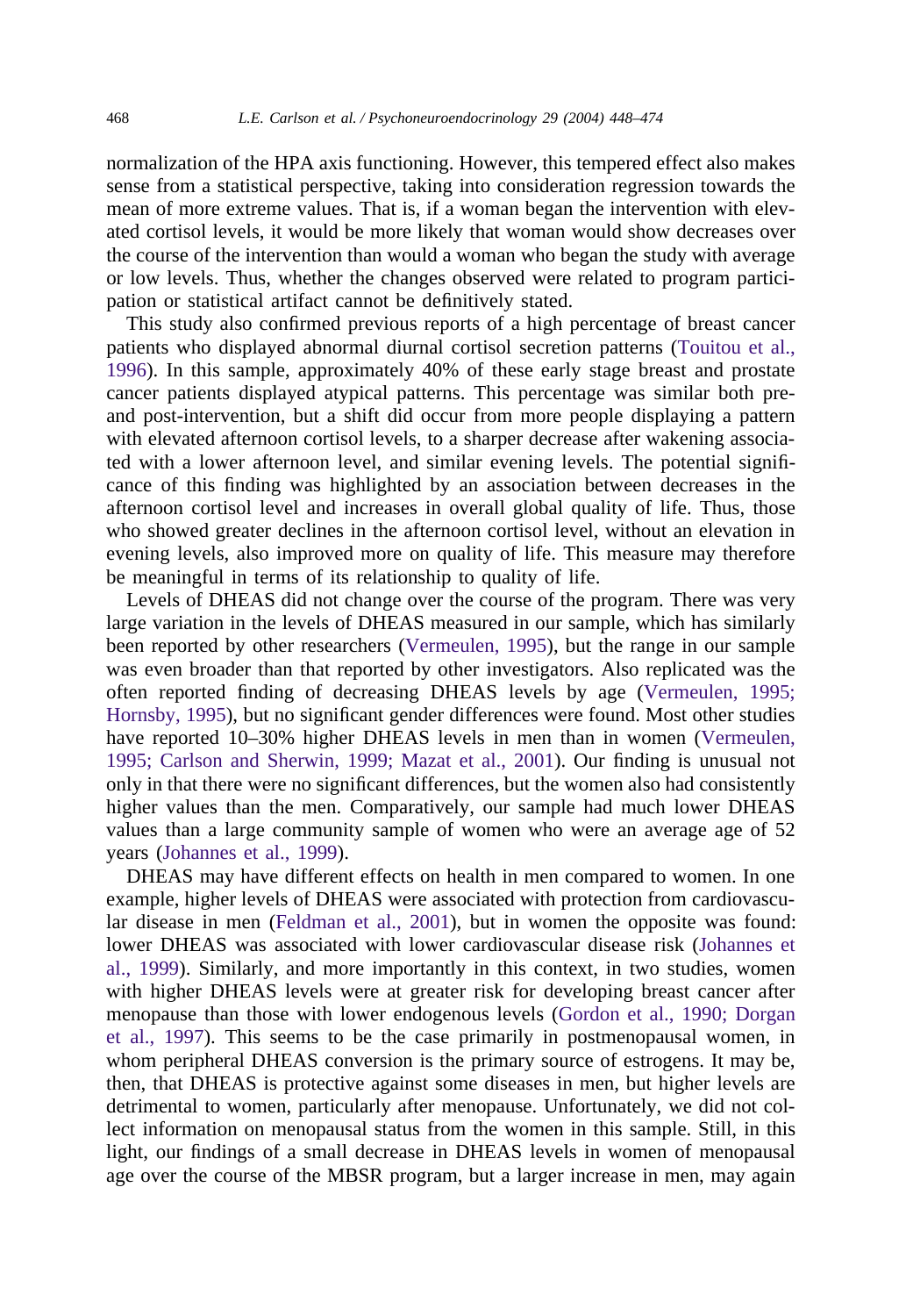normalization of the HPA axis functioning. However, this tempered effect also makes sense from a statistical perspective, taking into consideration regression towards the mean of more extreme values. That is, if a woman began the intervention with elevated cortisol levels, it would be more likely that woman would show decreases over the course of the intervention than would a woman who began the study with average or low levels. Thus, whether the changes observed were related to program participation or statistical artifact cannot be definitively stated.

This study also confirmed previous reports of a high percentage of breast cancer patients who displayed abnormal diurnal cortisol secretion patterns (Touitou et al., 1996). In this sample, approximately 40% of these early stage breast and prostate cancer patients displayed atypical patterns. This percentage was similar both pre- and post-intervention, but a shift did occur from more people displaying a pattern with elevated afternoon cortisol levels, to a sharper decrease after wakening associated with a lower afternoon level, and similar evening levels. The potential significance of this finding was highlighted by an association between decreases in the afternoon cortisol level and increases in overall global quality of life. Thus, those who showed greater declines in the afternoon cortisol level, without an elevation in evening levels, also improved more on quality of life. This measure may therefore be meaningful in terms of its relationship to quality of life.

Levels of DHEAS did not change over the course of the program. There was very large variation in the levels of DHEAS measured in our sample, which has similarly been reported by other researchers (Vermeulen, 1995), but the range in our sample was even broader than that reported by other investigators. Also replicated was the often reported finding of decreasing DHEAS levels by age (Vermeulen, 1995; Hornsby, 1995), but no significant gender differences were found. Most other studies have reported 10–30% higher DHEAS levels in men than in women (Vermeulen, 1995; Carlson and Sherwin, 1999; Mazat et al., 2001). Our finding is unusual not only in that there were no significant differences, but the women also had consistently higher values than the men. Comparatively, our sample had much lower DHEAS values than a large community sample of women who were an average age of 52 years (Johannes et al., 1999).

DHEAS may have different effects on health in men compared to women. In one example, higher levels of DHEAS were associated with protection from cardiovascular disease in men (Feldman et al., 2001), but in women the opposite was found: lower DHEAS was associated with lower cardiovascular disease risk (Johannes et al., 1999). Similarly, and more importantly in this context, in two studies, women with higher DHEAS levels were at greater risk for developing breast cancer after menopause than those with lower endogenous levels (Gordon et al., 1990; Dorgan et al., 1997). This seems to be the case primarily in postmenopausal women, in whom peripheral DHEAS conversion is the primary source of estrogens. It may be, then, that DHEAS is protective against some diseases in men, but higher levels are detrimental to women, particularly after menopause. Unfortunately, we did not collect information on menopausal status from the women in this sample. Still, in this light, our findings of a small decrease in DHEAS levels in women of menopausal age over the course of the MBSR program, but a larger increase in men, may again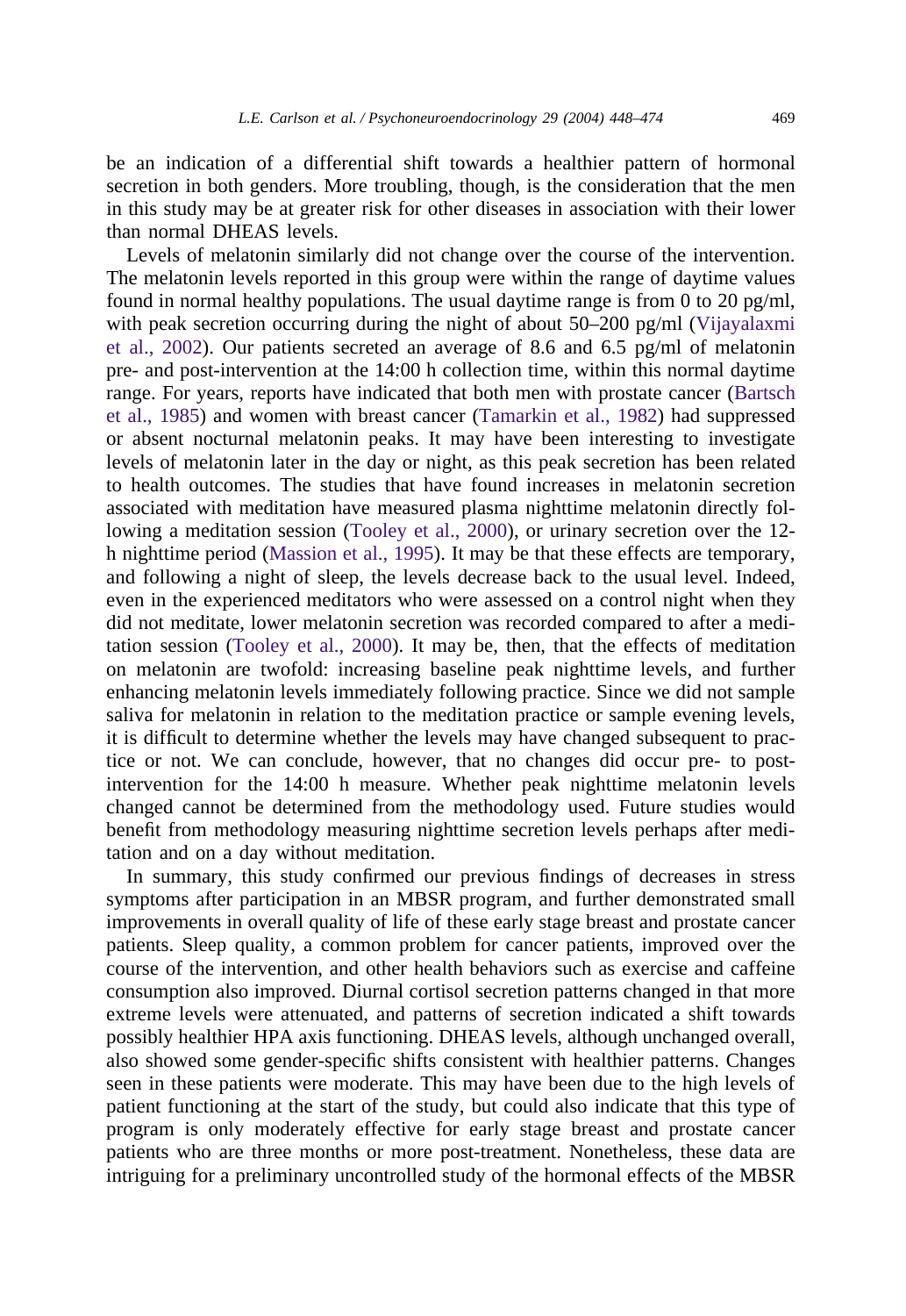be an indication of a differential shift towards a healthier pattern of hormonal secretion in both genders. More troubling, though, is the consideration that the men in this study may be at greater risk for other diseases in association with their lower than normal DHEAS levels.

Levels of melatonin similarly did not change over the course of the intervention. The melatonin levels reported in this group were within the range of daytime values found in normal healthy populations. The usual daytime range is from 0 to 20 pg/ml, with peak secretion occurring during the night of about 50–200 pg/ml (Vijayalaxmi et al., 2002). Our patients secreted an average of 8.6 and 6.5 pg/ml of melatonin pre- and post-intervention at the 14:00 h collection time, within this normal daytime range. For years, reports have indicated that both men with prostate cancer (Bartsch et al., 1985) and women with breast cancer (Tamarkin et al., 1982) had suppressed or absent nocturnal melatonin peaks. It may have been interesting to investigate levels of melatonin later in the day or night, as this peak secretion has been related to health outcomes. The studies that have found increases in melatonin secretion associated with meditation have measured plasma nighttime melatonin directly following a meditation session (Tooley et al., 2000), or urinary secretion over the 12-h nighttime period (Massion et al., 1995). It may be that these effects are temporary, and following a night of sleep, the levels decrease back to the usual level. Indeed, even in the experienced meditators who were assessed on a control night when they did not meditate, lower melatonin secretion was recorded compared to after a meditation session (Tooley et al., 2000). It may be, then, that the effects of meditation on melatonin are twofold: increasing baseline peak nighttime levels, and further enhancing melatonin levels immediately following practice. Since we did not sample saliva for melatonin in relation to the meditation practice or sample evening levels, it is difficult to determine whether the levels may have changed subsequent to practice or not. We can conclude, however, that no changes did occur pre- to post-intervention for the 14:00 h measure. Whether peak nighttime melatonin levels changed cannot be determined from the methodology used. Future studies would benefit from methodology measuring nighttime secretion levels perhaps after meditation and on a day without meditation.

In summary, this study confirmed our previous findings of decreases in stress symptoms after participation in an MBSR program, and further demonstrated small improvements in overall quality of life of these early stage breast and prostate cancer patients. Sleep quality, a common problem for cancer patients, improved over the course of the intervention, and other health behaviors such as exercise and caffeine consumption also improved. Diurnal cortisol secretion patterns changed in that more extreme levels were attenuated, and patterns of secretion indicated a shift towards possibly healthier HPA axis functioning. DHEAS levels, although unchanged overall, also showed some gender-specific shifts consistent with healthier patterns. Changes seen in these patients were moderate. This may have been due to the high levels of patient functioning at the start of the study, but could also indicate that this type of program is only moderately effective for early stage breast and prostate cancer patients who are three months or more post-treatment. Nonetheless, these data are intriguing for a preliminary uncontrolled study of the hormonal effects of the MBSR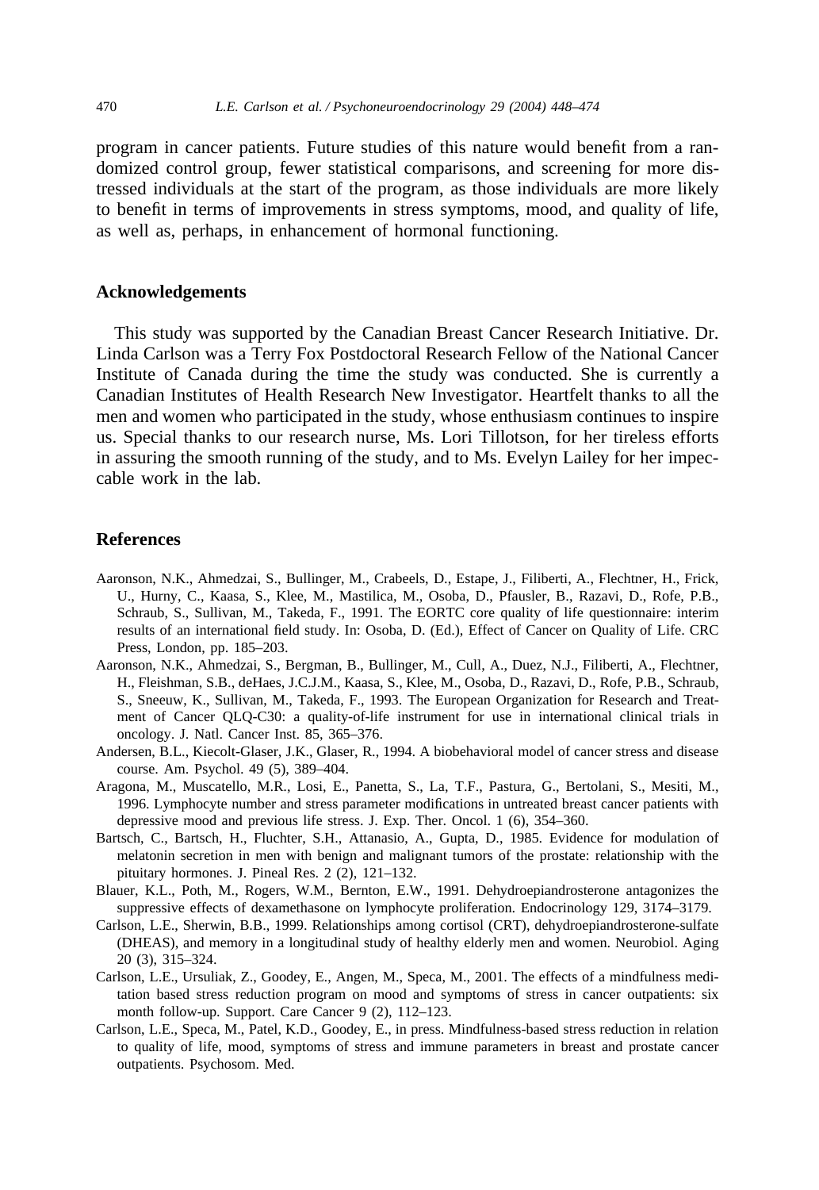program in cancer patients. Future studies of this nature would benefit from a randomized control group, fewer statistical comparisons, and screening for more distressed individuals at the start of the program, as those individuals are more likely to benefit in terms of improvements in stress symptoms, mood, and quality of life, as well as, perhaps, in enhancement of hormonal functioning.

## Acknowledgements

This study was supported by the Canadian Breast Cancer Research Initiative. Dr. Linda Carlson was a Terry Fox Postdoctoral Research Fellow of the National Cancer Institute of Canada during the time the study was conducted. She is currently a Canadian Institutes of Health Research New Investigator. Heartfelt thanks to all the men and women who participated in the study, whose enthusiasm continues to inspire us. Special thanks to our research nurse, Ms. Lori Tillotson, for her tireless efforts in assuring the smooth running of the study, and to Ms. Evelyn Lailey for her impeccable work in the lab.

## References

Aaronson, N.K., Ahmedzai, S., Bullinger, M., Crabeels, D., Estape, J., Filiberti, A., Flechtner, H., Frick, U., Hurny, C., Kaasa, S., Klee, M., Mastilica, M., Osoba, D., Pfausler, B., Razavi, D., Rofe, P.B., Schraub, S., Sullivan, M., Takeda, F., 1991. The EORTC core quality of life questionnaire: interim results of an international field study. In: Osoba, D. (Ed.), Effect of Cancer on Quality of Life. CRC Press, London, pp. 185–203.

Aaronson, N.K., Ahmedzai, S., Bergman, B., Bullinger, M., Cull, A., Duez, N.J., Filiberti, A., Flechtner, H., Fleishman, S.B., deHaes, J.C.J.M., Kaasa, S., Klee, M., Osoba, D., Razavi, D., Rofe, P.B., Schraub, S., Sneeuw, K., Sullivan, M., Takeda, F., 1993. The European Organization for Research and Treatment of Cancer QLQ-C30: a quality-of-life instrument for use in international clinical trials in oncology. J. Natl. Cancer Inst. 85, 365–376.

Andersen, B.L., Kiecolt-Glaser, J.K., Glaser, R., 1994. A biobehavioral model of cancer stress and disease course. Am. Psychol. 49 (5), 389–404.

Aragona, M., Muscatello, M.R., Losi, E., Panetta, S., La, T.F., Pastura, G., Bertolani, S., Mesiti, M., 1996. Lymphocyte number and stress parameter modifications in untreated breast cancer patients with depressive mood and previous life stress. J. Exp. Ther. Oncol. 1 (6), 354–360.

Bartsch, C., Bartsch, H., Fluchter, S.H., Attanasio, A., Gupta, D., 1985. Evidence for modulation of melatonin secretion in men with benign and malignant tumors of the prostate: relationship with the pituitary hormones. J. Pineal Res. 2 (2), 121–132.

Blauer, K.L., Poth, M., Rogers, W.M., Bernton, E.W., 1991. Dehydroepiandrosterone antagonizes the suppressive effects of dexamethasone on lymphocyte proliferation. Endocrinology 129, 3174–3179.

Carlson, L.E., Sherwin, B.B., 1999. Relationships among cortisol (CRT), dehydroepiandrosterone-sulfate (DHEAS), and memory in a longitudinal study of healthy elderly men and women. Neurobiol. Aging 20 (3), 315–324.

Carlson, L.E., Ursuliak, Z., Goodey, E., Angen, M., Speca, M., 2001. The effects of a mindfulness meditation based stress reduction program on mood and symptoms of stress in cancer outpatients: six month follow-up. Support. Care Cancer 9 (2), 112–123.

Carlson, L.E., Speca, M., Patel, K.D., Goodey, E., in press. Mindfulness-based stress reduction in relation to quality of life, mood, symptoms of stress and immune parameters in breast and prostate cancer outpatients. Psychosom. Med.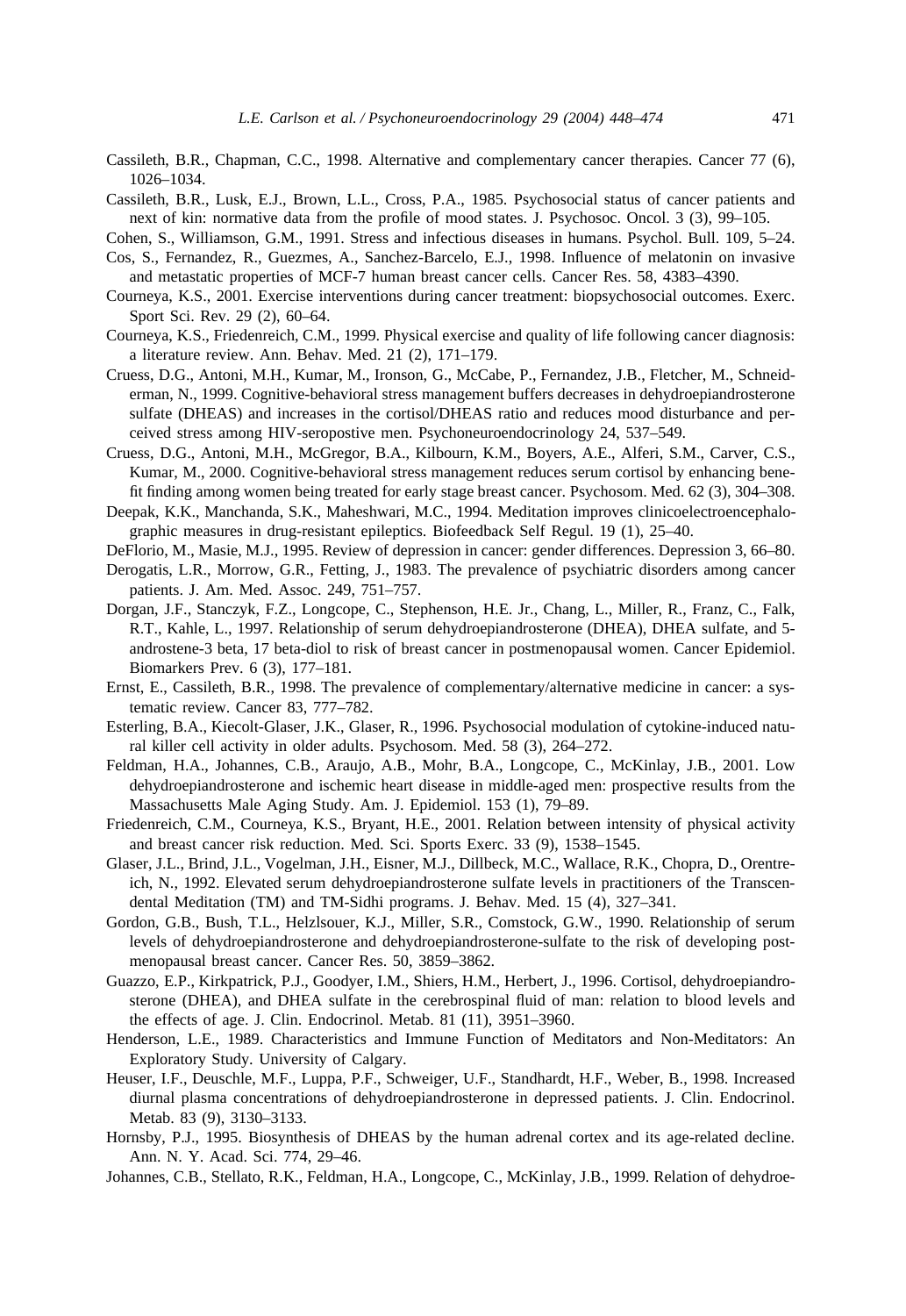Cassileth, B.R., Chapman, C.C., 1998. Alternative and complementary cancer therapies. Cancer 77 (6), 1026–1034.

Cassileth, B.R., Lusk, E.J., Brown, L.L., Cross, P.A., 1985. Psychosocial status of cancer patients and next of kin: normative data from the profile of mood states. J. Psychosoc. Oncol. 3 (3), 99–105.

Cohen, S., Williamson, G.M., 1991. Stress and infectious diseases in humans. Psychol. Bull. 109, 5–24.

Cos, S., Fernandez, R., Guezmes, A., Sanchez-Barcelo, E.J., 1998. Influence of melatonin on invasive and metastatic properties of MCF-7 human breast cancer cells. Cancer Res. 58, 4383–4390.

Courneya, K.S., 2001. Exercise interventions during cancer treatment: biopsychosocial outcomes. Exerc. Sport Sci. Rev. 29 (2), 60–64.

Courneya, K.S., Friedenreich, C.M., 1999. Physical exercise and quality of life following cancer diagnosis: a literature review. Ann. Behav. Med. 21 (2), 171–179.

Cruess, D.G., Antoni, M.H., Kumar, M.H., Ironson, G., McCabe, P., Fernandez, J.B., Fletcher, M., Schneiderman, N., 1999. Cognitive-behavioral stress management buffers decreases in dehydroepiandrosterone sulfate (DHEAS) and increases in the cortisol/DHEAS ratio and reduces mood disturbance and perceived stress among HIV-seropostive men. Psychoneuroendocrinology 24, 537–549.

Cruess, D.G., Antoni, M.H., McGregor, B.A., Kilbourn, K.M., Boyers, A.E., Alferi, S.M., Carver, C.S., Kumar, M., 2000. Cognitive-behavioral stress management reduces serum cortisol by enhancing benefit finding among women being treated for early stage breast cancer. Psychosom. Med. 62 (3), 304–308.

Deepak, K.K., Manchanda, S.K., Maheshwari, M.C., 1994. Meditation improves clinicoelectroencephalographic measures in drug-resistant epileptics. Biofeedback Self Regul. 19 (1), 25–40.

DeFlorio, M., Masie, M.J., 1995. Review of depression in cancer: gender differences. Depression 3, 66–80.

Derogatis, L.R., Morrow, G.R., Fetting, J., 1983. The prevalence of psychiatric disorders among cancer patients. J. Am. Med. Assoc. 249, 751–757.

Dorgan, J.F., Stanczyk, F.Z., Longcope, C., Stephenson, H.E. Jr., Chang, L., Miller, R., Franz, C., Falk, R.T., Kahle, L., 1997. Relationship of serum dehydroepiandrosterone (DHEA), DHEA sulfate, and 5-androstene-3 beta, 17 beta-diol to risk of breast cancer in postmenopausal women. Cancer Epidemiol. Biomarkers Prev. 6 (3), 177–181.

Ernst, E., Cassileth, B.R., 1998. The prevalence of complementary/alternative medicine in cancer: a systematic review. Cancer 83, 777–782.

Esterling, B.A., Kiecolt-Glaser, J.K., Glaser, R., 1996. Psychosocial modulation of cytokine-induced natural killer cell activity in older adults. Psychosom. Med. 58 (3), 264–272.

Feldman, H.A., Johannes, C.B., Araujo, A.B., Mohr, B.A., Longcope, C., McKinlay, J.B., 2001. Low dehydroepiandrosterone and ischemic heart disease in middle-aged men: prospective results from the Massachusetts Male Aging Study. Am. J. Epidemiol. 153 (1), 79–89.

Friedenreich, C.M., Courneya, K.S., Bryant, H.E., 2001. Relation between intensity of physical activity and breast cancer risk reduction. Med. Sci. Sports Exerc. 33 (9), 1538–1545.

Glaser, J.L., Brind, J.L., Vogelman, J.H., Eisner, M.J., Dillbeck, M.C., Wallace, R.K., Chopra, D., Orentreich, N., 1992. Elevated serum dehydroepiandrosterone sulfate levels in practitioners of the Transcendental Meditation (TM) and TM-Sidhi programs. J. Behav. Med. 15 (4), 327–341.

Gordon, G.B., Bush, T.L., Helzlsouer, K.J., Miller, S.R., Comstock, G.W., 1990. Relationship of serum levels of dehydroepiandrosterone and dehydroepiandrosterone-sulfate to the risk of developing postmenopausal breast cancer. Cancer Res. 50, 3859–3862.

Guazzo, E.P., Kirkpatrick, P.J., Goodyer, I.M., Shiers, H.M., Herbert, J., 1996. Cortisol, dehydroepiandrosterone (DHEA), and DHEA sulfate in the cerebrospinal fluid of man: relation to blood levels and the effects of age. J. Clin. Endocrinol. Metab. 81 (11), 3951–3960.

Henderson, L.E., 1989. Characteristics and Immune Function of Meditators and Non-Meditators: An Exploratory Study. University of Calgary.

Heuser, I.F., Deuschle, M.F., Luppa, P.F., Schweiger, U.F., Standhardt, H.F., Weber, B., 1998. Increased diurnal plasma concentrations of dehydroepiandrosterone in depressed patients. J. Clin. Endocrinol. Metab. 83 (9), 3130–3133.

Hornsby, P.J., 1995. Biosynthesis of DHEAS by the human adrenal cortex and its age-related decline. Ann. N. Y. Acad. Sci. 774, 29–46.

Johannes, C.B., Stellato, R.K., Feldman, H.A., Longcope, C., McKinlay, J.B., 1999. Relation of dehydroe-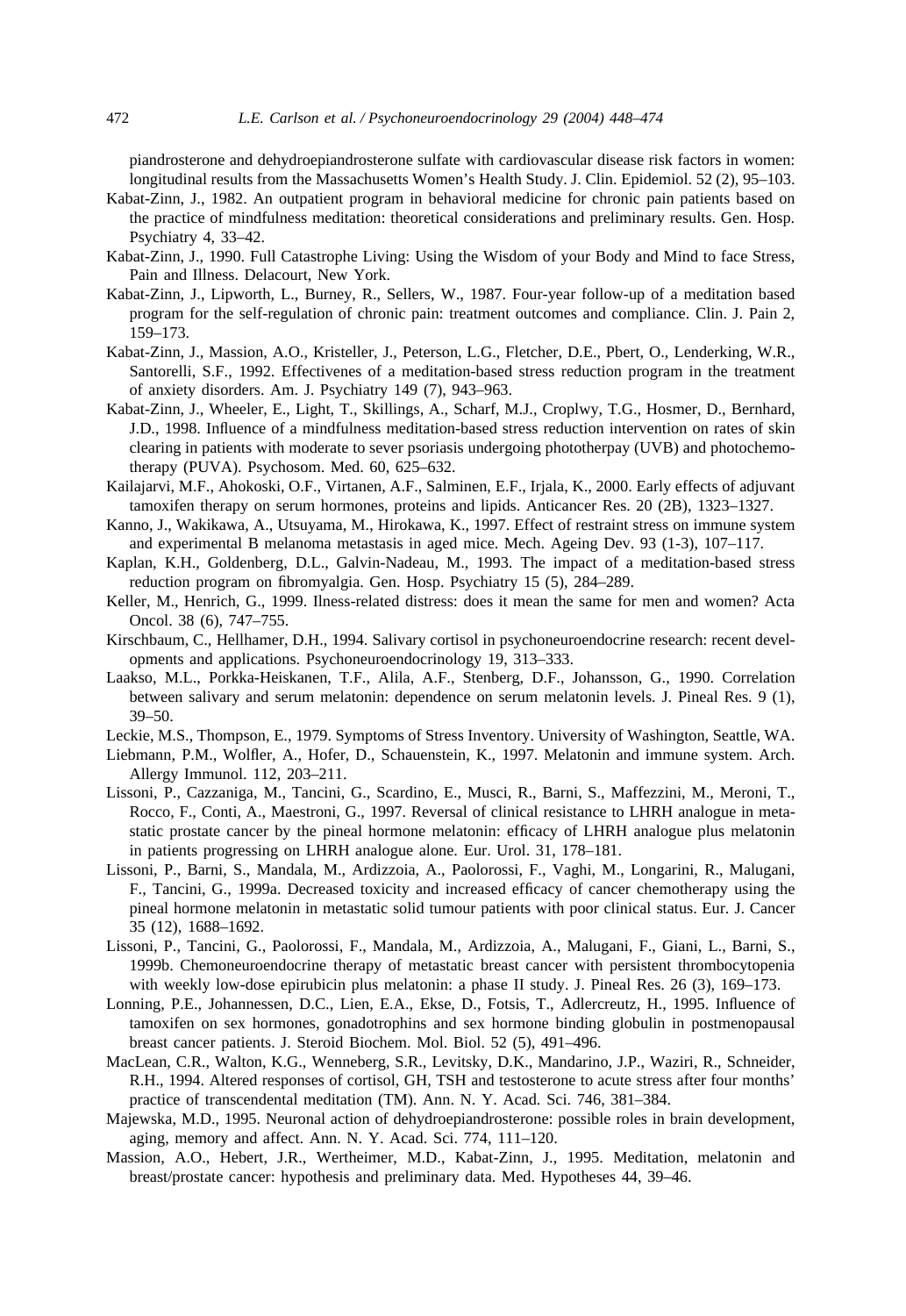piandrosterone and dehydroepiandrosterone sulfate with cardiovascular disease risk factors in women: longitudinal results from the Massachusetts Women's Health Study. J. Clin. Epidemiol. 52 (2), 95–103.

Kabat-Zinn, J., 1982. An outpatient program in behavioral medicine for chronic pain patients based on the practice of mindfulness meditation: theoretical considerations and preliminary results. Gen. Hosp. Psychiatry 4, 33–42.

Kabat-Zinn, J., 1990. Full Catastrophe Living: Using the Wisdom of your Body and Mind to face Stress, Pain and Illness. Delacourt, New York.

Kabat-Zinn, J., Lipworth, L., Burney, R., Sellers, W., 1987. Four-year follow-up of a meditation based program for the self-regulation of chronic pain: treatment outcomes and compliance. Clin. J. Pain 2, 159–173.

Kabat-Zinn, J., Massion, A.O., Kristeller, J., Peterson, L.G., Fletcher, D.E., Pbert, O., Lenderking, W.R., Santorelli, S.F., 1992. Effectivenes of a meditation-based stress reduction program in the treatment of anxiety disorders. Am. J. Psychiatry 149 (7), 943–963.

Kabat-Zinn, J., Wheeler, E., Light, T., Skillings, A., Scharf, M.J., Croplwy, T.G., Hosmer, D., Bernhard, J.D., 1998. Influence of a mindfulness meditation-based stress reduction intervention on rates of skin clearing in patients with moderate to sever psoriasis undergoing phototherpay (UVB) and photochemotherapy (PUVA). Psychosom. Med. 60, 625–632.

Kailajarvi, M.F., Ahokoski, O.F., Virtanen, A.F., Salminen, E.F., Irjala, K., 2000. Early effects of adjuvant tamoxifen therapy on serum hormones, proteins and lipids. Anticancer Res. 20 (2B), 1323–1327.

Kanno, J., Wakikawa, A., Utsuyama, M., Hirokawa, K., 1997. Effect of restraint stress on immune system and experimental B melanoma metastasis in aged mice. Mech. Ageing Dev. 93 (1-3), 107–117.

Kaplan, K.H., Goldenberg, D.L., Galvin-Nadeau, M., 1993. The impact of a meditation-based stress reduction program on fibromyalgia. Gen. Hosp. Psychiatry 15 (5), 284–289.

Keller, M., Henrich, G., 1999. Ilness-related distress: does it mean the same for men and women? Acta Oncol. 38 (6), 747–755.

Kirschbaum, C., Hellhamer, D.H., 1994. Salivary cortisol in psychoneuroendocrine research: recent developments and applications. Psychoneuroendocrinology 19, 313–333.

Laakso, M.L., Porkka-Heiskanen, T.F., Alila, A.F., Stenberg, D.F., Johansson, G., 1990. Correlation between salivary and serum melatonin: dependence on serum melatonin levels. J. Pineal Res. 9 (1), 39–50.

Leckie, M.S., Thompson, E., 1979. Symptoms of Stress Inventory. University of Washington, Seattle, WA.

Liebmann, P.M., Wolfler, A., Hofer, D., Schauenstein, K., 1997. Melatonin and immune system. Arch. Allergy Immunol. 112, 203–211.

Lissoni, P., Cazzaniga, M., Tancini, G., Scardino, E., Musci, R., Barni, S., Maffezzini, M., Meroni, T., Rocco, F., Conti, A., Maestroni, G., 1997. Reversal of clinical resistance to LHRH analogue in metastatic prostate cancer by the pineal hormone melatonin: efficacy of LHRH analogue plus melatonin in patients progressing on LHRH analogue alone. Eur. Urol. 31, 178–181.

Lissoni, P., Barni, S., Mandala, M., Ardizzoia, A., Paolorossi, F., Vaghi, M., Longarini, R., Malugani, F., Tancini, G., 1999a. Decreased toxicity and increased efficacy of cancer chemotherapy using the pineal hormone melatonin in metastatic solid tumour patients with poor clinical status. Eur. J. Cancer 35 (12), 1688–1692.

Lissoni, P., Tancini, G., Paolorossi, F., Mandala, M., Ardizzoia, A., Malugani, F., Giani, L., Barni, S., 1999b. Chemoneuroendocrine therapy of metastatic breast cancer with persistent thrombocytopenia with weekly low-dose epirubicin plus melatonin: a phase II study. J. Pineal Res. 26 (3), 169–173.

Lonning, P.E., Johannessen, D.C., Lien, E.A., Ekse, D., Fotsis, T., Adlercreutz, H., 1995. Influence of tamoxifen on sex hormones, gonadotrophins and sex hormone binding globulin in postmenopausal breast cancer patients. J. Steroid Biochem. Mol. Biol. 52 (5), 491–496.

MacLean, C.R., Walton, K.G., Wenneberg, S.R., Levitsky, D.K., Mandarino, J.P., Waziri, R., Schneider, R.H., 1994. Altered responses of cortisol, GH, TSH and testosterone to acute stress after four months' practice of transcendental meditation (TM). Ann. N. Y. Acad. Sci. 746, 381–384.

Majewska, M.D., 1995. Neuronal action of dehydroepiandrosterone: possible roles in brain development, aging, memory and affect. Ann. N. Y. Acad. Sci. 774, 111–120.

Massion, A.O., Hebert, J.R., Wertheimer, M.D., Kabat-Zinn, J., 1995. Meditation, melatonin and breast/prostate cancer: hypothesis and preliminary data. Med. Hypotheses 44, 39–46.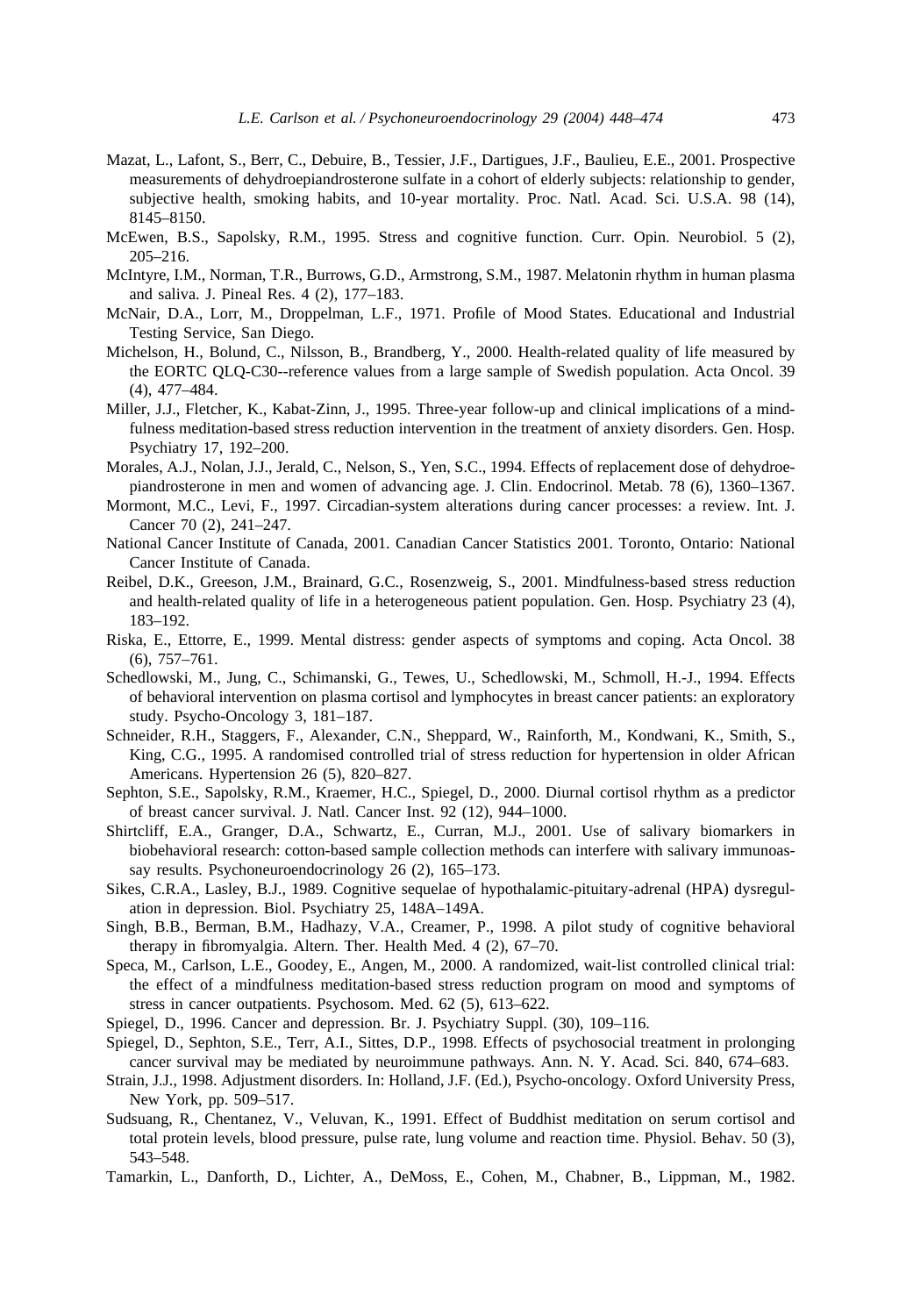Mazat, L., Lafont, S., Berr, C., Debuire, B., Tessier, J.F., Dartigues, J.F., Baulieu, E.E., 2001. Prospective measurements of dehydroepiandrosterone sulfate in a cohort of elderly subjects: relationship to gender, subjective health, smoking habits, and 10-year mortality. Proc. Natl. Acad. Sci. U.S.A. 98 (14), 8145–8150.

McEwen, B.S., Sapolsky, R.M., 1995. Stress and cognitive function. Curr. Opin. Neurobiol. 5 (2), 205–216.

McIntyre, I.M., Norman, T.R., Burrows, G.D., Armstrong, S.M., 1987. Melatonin rhythm in human plasma and saliva. J. Pineal Res. 4 (2), 177–183.

McNair, D.A., Lorr, M., Droppelman, L.F., 1971. Profile of Mood States. Educational and Industrial Testing Service, San Diego.

Michelson, H., Bolund, C., Nilsson, B., Brandberg, Y., 2000. Health-related quality of life measured by the EORTC QLQ-C30--reference values from a large sample of Swedish population. Acta Oncol. 39 (4), 477–484.

Miller, J.J., Fletcher, K., Kabat-Zinn, J., 1995. Three-year follow-up and clinical implications of a mindfulness meditation-based stress reduction intervention in the treatment of anxiety disorders. Gen. Hosp. Psychiatry 17, 192–200.

Morales, A.J., Nolan, J.J., Jerald, C., Nelson, S., Yen, S.C., 1994. Effects of replacement dose of dehydroepiandrosterone in men and women of advancing age. J. Clin. Endocrinol. Metab. 78 (6), 1360–1367.

Mormont, M.C., Levi, F., 1997. Circadian-system alterations during cancer processes: a review. Int. J. Cancer 70 (2), 241–247.

National Cancer Institute of Canada, 2001. Canadian Cancer Statistics 2001. Toronto, Ontario: National Cancer Institute of Canada.

Reibel, D.K., Greeson, J.M., Brainard, G.C., Rosenzweig, S., 2001. Mindfulness-based stress reduction and health-related quality of life in a heterogeneous patient population. Gen. Hosp. Psychiatry 23 (4), 183–192.

Riska, E., Ettorre, E., 1999. Mental distress: gender aspects of symptoms and coping. Acta Oncol. 38 (6), 757–761.

Schedlowski, M., Jung, C., Schimanski, G., Tewes, U., Schedlowski, M., Schmoll, H.-J., 1994. Effects of behavioral intervention on plasma cortisol and lymphocytes in breast cancer patients: an exploratory study. Psycho-Oncology 3, 181–187.

Schneider, R.H., Staggers, F., Alexander, C.N., Sheppard, W., Rainforth, M., Kondwani, K., Smith, S., King, C.G., 1995. A randomised controlled trial of stress reduction for hypertension in older African Americans. Hypertension 26 (5), 820–827.

Sephton, S.E., Sapolsky, R.M., Kraemer, H.C., Spiegel, D., 2000. Diurnal cortisol rhythm as a predictor of breast cancer survival. J. Natl. Cancer Inst. 92 (12), 944–1000.

Shirtcliff, E.A., Granger, D.A., Schwartz, E., Curran, M.J., 2001. Use of salivary biomarkers in biobehavioral research: cotton-based sample collection methods can interfere with salivary immunoassay results. Psychoneuroendocrinology 26 (2), 165–173.

Sikes, C.R.A., Lasley, B.J., 1989. Cognitive sequelae of hypothalamic-pituitary-adrenal (HPA) dysregulation in depression. Biol. Psychiatry 25, 148A–149A.

Singh, B.B., Berman, B.M., Hadhazy, V.A., Creamer, P., 1998. A pilot study of cognitive behavioral therapy in fibromyalgia. Altern. Ther. Health Med. 4 (2), 67–70.

Speca, M., Carlson, L.E., Goodey, E., Angen, M., 2000. A randomized, wait-list controlled clinical trial: the effect of a mindfulness meditation-based stress reduction program on mood and symptoms of stress in cancer outpatients. Psychosom. Med. 62 (5), 613–622.

Spiegel, D., 1996. Cancer and depression. Br. J. Psychiatry Suppl. (30), 109–116.

Spiegel, D., Sephton, S.E., Terr, A.I., Sittes, D.P., 1998. Effects of psychosocial treatment in prolonging cancer survival may be mediated by neuroimmune pathways. Ann. N. Y. Acad. Sci. 840, 674–683.

Strain, J.J., 1998. Adjustment disorders. In: Holland, J.F. (Ed.), Psycho-oncology. Oxford University Press, New York, pp. 509–517.

Sudsuang, R., Chentanez, V., Veluvan, K., 1991. Effect of Buddhist meditation on serum cortisol and total protein levels, blood pressure, pulse rate, lung volume and reaction time. Physiol. Behav. 50 (3), 543–548.

Tamarkin, L., Danforth, D., Lichter, A., DeMoss, E., Cohen, M., Chabner, B., Lippman, M., 1982.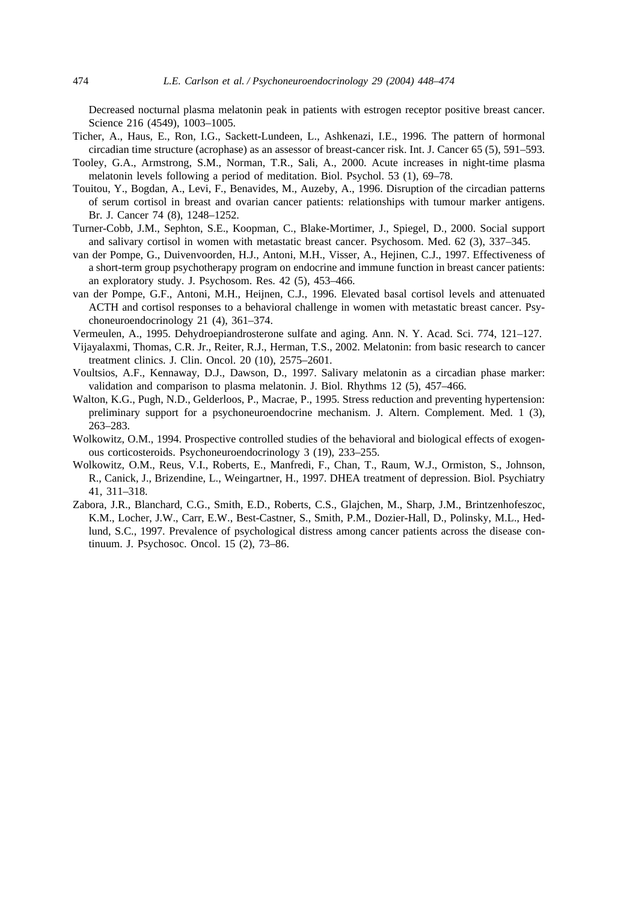Decreased nocturnal plasma melatonin peak in patients with estrogen receptor positive breast cancer. Science 216 (4549), 1003–1005.

Ticher, A., Haus, E., Ron, I.G., Sackett-Lundeen, L., Ashkenazi, I.E., 1996. The pattern of hormonal circadian time structure (acrophase) as an assessor of breast-cancer risk. Int. J. Cancer 65 (5), 591–593.

Tooley, G.A., Armstrong, S.M., Norman, T.R., Sali, A., 2000. Acute increases in night-time plasma melatonin levels following a period of meditation. Biol. Psychol. 53 (1), 69–78.

Touitou, Y., Bogdan, A., Levi, F., Benavides, M., Auzeby, A., 1996. Disruption of the circadian patterns of serum cortisol in breast and ovarian cancer patients: relationships with tumour marker antigens. Br. J. Cancer 74 (8), 1248–1252.

Turner-Cobb, J.M., Sephton, S.E., Koopman, C., Blake-Mortimer, J., Spiegel, D., 2000. Social support and salivary cortisol in women with metastatic breast cancer. Psychosom. Med. 62 (3), 337–345.

van der Pompe, G., Duivenvoorden, H.J., Antoni, M.H., Visser, A., Hejinen, C.J., 1997. Effectiveness of a short-term group psychotherapy program on endocrine and immune function in breast cancer patients: an exploratory study. J. Psychosom. Res. 42 (5), 453–466.

van der Pompe, G.F., Antoni, M.H., Heijnen, C.J., 1996. Elevated basal cortisol levels and attenuated ACTH and cortisol responses to a behavioral challenge in women with metastatic breast cancer. Psychoneuroendocrinology 21 (4), 361–374.

Vermeulen, A., 1995. Dehydroepiandrosterone sulfate and aging. Ann. N. Y. Acad. Sci. 774, 121–127.

Vijayalaxmi, Thomas, C.R. Jr., Reiter, R.J., Herman, T.S., 2002. Melatonin: from basic research to cancer treatment clinics. J. Clin. Oncol. 20 (10), 2575–2601.

Voultsios, A.F., Kennaway, D.J., Dawson, D., 1997. Salivary melatonin as a circadian phase marker: validation and comparison to plasma melatonin. J. Biol. Rhythms 12 (5), 457–466.

Walton, K.G., Pugh, N.D., Gelderloos, P., Macrae, P., 1995. Stress reduction and preventing hypertension: preliminary support for a psychoneuroendocrine mechanism. J. Altern. Complement. Med. 1 (3), 263–283.

Wolkowitz, O.M., 1994. Prospective controlled studies of the behavioral and biological effects of exogenous corticosteroids. Psychoneuroendocrinology 3 (19), 233–255.

Wolkowitz, O.M., Reus, V.I., Roberts, E., Manfredi, F., Chan, T., Raum, W.J., Ormiston, S., Johnson, R., Canick, J., Brizendine, L., Weingartner, H., 1997. DHEA treatment of depression. Biol. Psychiatry 41, 311–318.

Zabora, J.R., Blanchard, C.G., Smith, E.D., Roberts, C.S., Glajchen, M., Sharp, J.M., Brintzenhofeszoc, K.M., Locher, J.W., Carr, E.W., Best-Castner, S., Smith, P.M., Dozier-Hall, D., Polinsky, M.L., Hedlund, S.C., 1997. Prevalence of psychological distress among cancer patients across the disease continuum. J. Psychosoc. Oncol. 15 (2), 73–86.